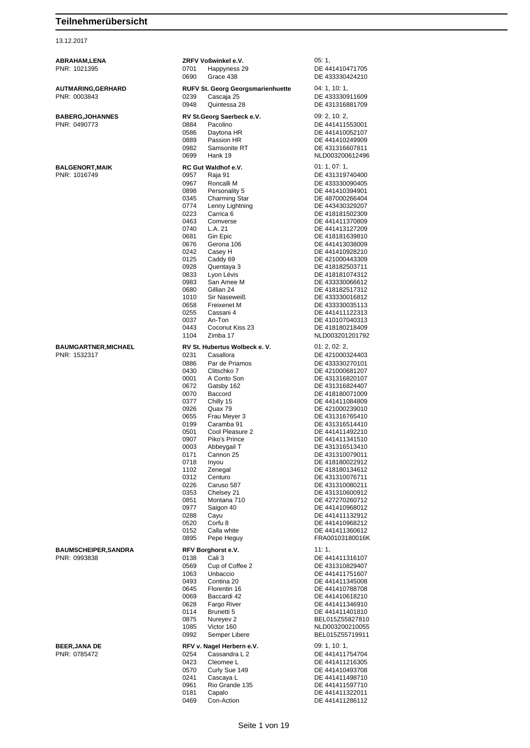# Teilnehmerübersicht

13.12.2017

**ABRAHAM,LENA**
PNR: 1021395

**ZRFV Voßwinkel e.V.** — 05: 1,

| Nr. | Pferd | Lebensnummer |
|---|---|---|
| 0701 | Happyness 29 | DE 441410471705 |
| 0690 | Grace 438 | DE 433330424210 |

**AUTMARING,GERHARD**
PNR: 0003843

**RUFV St. Georg Georgsmarienhuette** — 04: 1, 10: 1,

| Nr. | Pferd | Lebensnummer |
|---|---|---|
| 0239 | Cascaja 25 | DE 433330911609 |
| 0948 | Quintessa 28 | DE 431316881709 |

**BABERG,JOHANNES**
PNR: 0490773

**RV St.Georg Saerbeck e.V.** — 09: 2, 10: 2,

| Nr. | Pferd | Lebensnummer |
|---|---|---|
| 0884 | Pacolino | DE 441411553001 |
| 0586 | Daytona HR | DE 441410052107 |
| 0889 | Passion HR | DE 441410249909 |
| 0982 | Samsonite RT | DE 431316607811 |
| 0699 | Hank 19 | NLD003200612496 |

**BALGENORT,MAIK**
PNR: 1016749

**RC Gut Waldhof e.V.** — 01: 1, 07: 1,

| Nr. | Pferd | Lebensnummer |
|---|---|---|
| 0957 | Raja 91 | DE 431319740400 |
| 0967 | Roncalli M | DE 433330090405 |
| 0898 | Personality 5 | DE 441410394901 |
| 0345 | Charming Star | DE 487000266404 |
| 0774 | Lenny Lightning | DE 443430329207 |
| 0223 | Carrica 6 | DE 418181502309 |
| 0463 | Comverse | DE 441411370809 |
| 0740 | L.A. 21 | DE 441413127209 |
| 0681 | Gin Epic | DE 418181639810 |
| 0676 | Gerona 106 | DE 441413038009 |
| 0242 | Casey H | DE 441410928210 |
| 0125 | Caddy 69 | DE 421000443309 |
| 0928 | Quentaya 3 | DE 418182503711 |
| 0833 | Lyon Lévis | DE 418181074312 |
| 0983 | San Amee M | DE 433330066612 |
| 0680 | Gillian 24 | DE 418182517312 |
| 1010 | Sir Naseweiß | DE 433330016812 |
| 0658 | Freixenet M | DE 433330035113 |
| 0255 | Cassani 4 | DE 441411122313 |
| 0037 | An-Ton | DE 410107040313 |
| 0443 | Coconut Kiss 23 | DE 418180218409 |
| 1104 | Zimba 17 | NLD003201201792 |

**BAUMGARTNER,MICHAEL**
PNR: 1532317

**RV St. Hubertus Wolbeck e. V.** — 01: 2, 02: 2,

| Nr. | Pferd | Lebensnummer |
|---|---|---|
| 0231 | Casallora | DE 421000324403 |
| 0886 | Par de Priamos | DE 433330270101 |
| 0430 | Clitschko 7 | DE 421000681207 |
| 0001 | A Conto Son | DE 431316820107 |
| 0672 | Gatsby 162 | DE 431316824407 |
| 0070 | Baccord | DE 418180071009 |
| 0377 | Chilly 15 | DE 441411084809 |
| 0926 | Quax 79 | DE 421000239010 |
| 0655 | Frau Meyer 3 | DE 431316765410 |
| 0199 | Caramba 91 | DE 431316514410 |
| 0501 | Cool Pleasure 2 | DE 441411492210 |
| 0907 | Piko's Prince | DE 441411341510 |
| 0003 | Abbeygail T | DE 431316513410 |
| 0171 | Cannon 25 | DE 431310079011 |
| 0718 | Inyou | DE 418180022912 |
| 1102 | Zenegal | DE 418180134612 |
| 0312 | Centuro | DE 431310076711 |
| 0226 | Caruso 587 | DE 431310080211 |
| 0353 | Chelsey 21 | DE 431310600912 |
| 0851 | Montana 710 | DE 427270260712 |
| 0977 | Saigon 40 | DE 441410968012 |
| 0288 | Cayu | DE 441411132912 |
| 0520 | Corfu 8 | DE 441410968212 |
| 0152 | Calla white | DE 441411360612 |
| 0895 | Pepe Heguy | FRA00103180016K |

**BAUMSCHEIPER,SANDRA**
PNR: 0993838

**RFV Borghorst e.V.** — 11: 1,

| Nr. | Pferd | Lebensnummer |
|---|---|---|
| 0138 | Cali 3 | DE 441411316107 |
| 0569 | Cup of Coffee 2 | DE 431310829407 |
| 1063 | Unbaccio | DE 441411751607 |
| 0493 | Contina 20 | DE 441411345008 |
| 0645 | Florentin 16 | DE 441410788708 |
| 0069 | Baccardi 42 | DE 441410618210 |
| 0628 | Fargo River | DE 441411346910 |
| 0114 | Brunetti 5 | DE 441411401810 |
| 0875 | Nureyev 2 | BEL015Z55827810 |
| 1085 | Victor 160 | NLD003200210055 |
| 0992 | Semper Libere | BEL015Z55719911 |

**BEER,JANA DE**
PNR: 0785472

**RFV v. Nagel Herbern e.V.** — 09: 1, 10: 1,

| Nr. | Pferd | Lebensnummer |
|---|---|---|
| 0254 | Cassandra L 2 | DE 441411754704 |
| 0423 | Cleomee L | DE 441411216305 |
| 0570 | Curly Sue 149 | DE 441410493708 |
| 0241 | Cascaya L | DE 441411498710 |
| 0961 | Rio Grande 135 | DE 441411597710 |
| 0181 | Capalo | DE 441411322011 |
| 0469 | Con-Action | DE 441411286112 |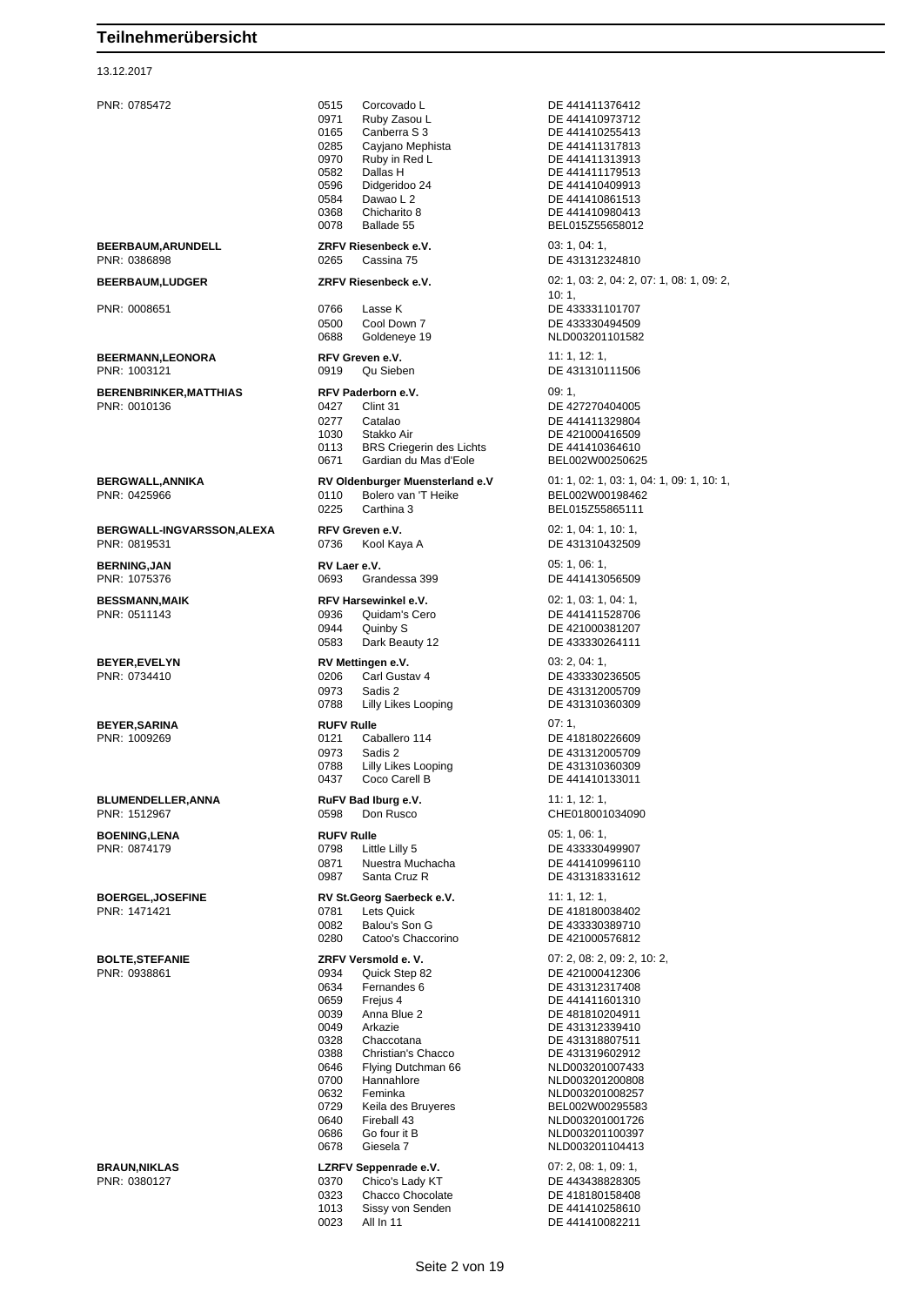# Teilnehmerübersicht

13.12.2017

| Teilnehmer | Nr. | Pferd / Verein | Lebensnummer / Prüfungen |
|---|---|---|---|
| PNR: 0785472 | 0515 | Corcovado L | DE 441411376412 |
| | 0971 | Ruby Zasou L | DE 441410973712 |
| | 0165 | Canberra S 3 | DE 441410255413 |
| | 0285 | Cayjano Mephista | DE 441411317813 |
| | 0970 | Ruby in Red L | DE 441411313913 |
| | 0582 | Dallas H | DE 441411179513 |
| | 0596 | Didgeridoo 24 | DE 441410409913 |
| | 0584 | Dawao L 2 | DE 441410861513 |
| | 0368 | Chicharito 8 | DE 441410980413 |
| | 0078 | Ballade 55 | BEL015Z55658012 |
| **BEERBAUM,ARUNDELL** | | **ZRFV Riesenbeck e.V.** | 03: 1, 04: 1, |
| PNR: 0386898 | 0265 | Cassina 75 | DE 431312324810 |
| **BEERBAUM,LUDGER** | | **ZRFV Riesenbeck e.V.** | 02: 1, 03: 2, 04: 2, 07: 1, 08: 1, 09: 2, 10: 1, |
| PNR: 0008651 | 0766 | Lasse K | DE 433331101707 |
| | 0500 | Cool Down 7 | DE 433330494509 |
| | 0688 | Goldeneye 19 | NLD003201101582 |
| **BEERMANN,LEONORA** | | **RFV Greven e.V.** | 11: 1, 12: 1, |
| PNR: 1003121 | 0919 | Qu Sieben | DE 431310111506 |
| **BERENBRINKER,MATTHIAS** | | **RFV Paderborn e.V.** | 09: 1, |
| PNR: 0010136 | 0427 | Clint 31 | DE 427270404005 |
| | 0277 | Catalao | DE 441411329804 |
| | 1030 | Stakko Air | DE 421000416509 |
| | 0113 | BRS Criegerin des Lichts | DE 441410364610 |
| | 0671 | Gardian du Mas d'Eole | BEL002W00250625 |
| **BERGWALL,ANNIKA** | | **RV Oldenburger Muensterland e.V** | 01: 1, 02: 1, 03: 1, 04: 1, 09: 1, 10: 1, |
| PNR: 0425966 | 0110 | Bolero van 'T Heike | BEL002W00198462 |
| | 0225 | Carthina 3 | BEL015Z55865111 |
| **BERGWALL-INGVARSSON,ALEXA** | | **RFV Greven e.V.** | 02: 1, 04: 1, 10: 1, |
| PNR: 0819531 | 0736 | Kool Kaya A | DE 431310432509 |
| **BERNING,JAN** | | **RV Laer e.V.** | 05: 1, 06: 1, |
| PNR: 1075376 | 0693 | Grandessa 399 | DE 441413056509 |
| **BESSMANN,MAIK** | | **RFV Harsewinkel e.V.** | 02: 1, 03: 1, 04: 1, |
| PNR: 0511143 | 0936 | Quidam's Cero | DE 441411528706 |
| | 0944 | Quinby S | DE 421000381207 |
| | 0583 | Dark Beauty 12 | DE 433330264111 |
| **BEYER,EVELYN** | | **RV Mettingen e.V.** | 03: 2, 04: 1, |
| PNR: 0734410 | 0206 | Carl Gustav 4 | DE 433330236505 |
| | 0973 | Sadis 2 | DE 431312005709 |
| | 0788 | Lilly Likes Looping | DE 431310360309 |
| **BEYER,SARINA** | | **RUFV Rulle** | 07: 1, |
| PNR: 1009269 | 0121 | Caballero 114 | DE 418180226609 |
| | 0973 | Sadis 2 | DE 431312005709 |
| | 0788 | Lilly Likes Looping | DE 431310360309 |
| | 0437 | Coco Carell B | DE 441410133011 |
| **BLUMENDELLER,ANNA** | | **RuFV Bad Iburg e.V.** | 11: 1, 12: 1, |
| PNR: 1512967 | 0598 | Don Rusco | CHE018001034090 |
| **BOENING,LENA** | | **RUFV Rulle** | 05: 1, 06: 1, |
| PNR: 0874179 | 0798 | Little Lilly 5 | DE 433330499907 |
| | 0871 | Nuestra Muchacha | DE 441410996110 |
| | 0987 | Santa Cruz R | DE 431318331612 |
| **BOERGEL,JOSEFINE** | | **RV St.Georg Saerbeck e.V.** | 11: 1, 12: 1, |
| PNR: 1471421 | 0781 | Lets Quick | DE 418180038402 |
| | 0082 | Balou's Son G | DE 433330389710 |
| | 0280 | Catoo's Chaccorino | DE 421000576812 |
| **BOLTE,STEFANIE** | | **ZRFV Versmold e. V.** | 07: 2, 08: 2, 09: 2, 10: 2, |
| PNR: 0938861 | 0934 | Quick Step 82 | DE 421000412306 |
| | 0634 | Fernandes 6 | DE 431312317408 |
| | 0659 | Frejus 4 | DE 441411601310 |
| | 0039 | Anna Blue 2 | DE 481810204911 |
| | 0049 | Arkazie | DE 431312339410 |
| | 0328 | Chaccotana | DE 431318807511 |
| | 0388 | Christian's Chacco | DE 431319602912 |
| | 0646 | Flying Dutchman 66 | NLD003201007433 |
| | 0700 | Hannahlore | NLD003201200808 |
| | 0632 | Feminka | NLD003201008257 |
| | 0729 | Keila des Bruyeres | BEL002W00295583 |
| | 0640 | Fireball 43 | NLD003201001726 |
| | 0686 | Go four it B | NLD003201100397 |
| | 0678 | Giesela 7 | NLD003201104413 |
| **BRAUN,NIKLAS** | | **LZRFV Seppenrade e.V.** | 07: 2, 08: 1, 09: 1, |
| PNR: 0380127 | 0370 | Chico's Lady KT | DE 443438828305 |
| | 0323 | Chacco Chocolate | DE 418180158408 |
| | 1013 | Sissy von Senden | DE 441410258610 |
| | 0023 | All In 11 | DE 441410082211 |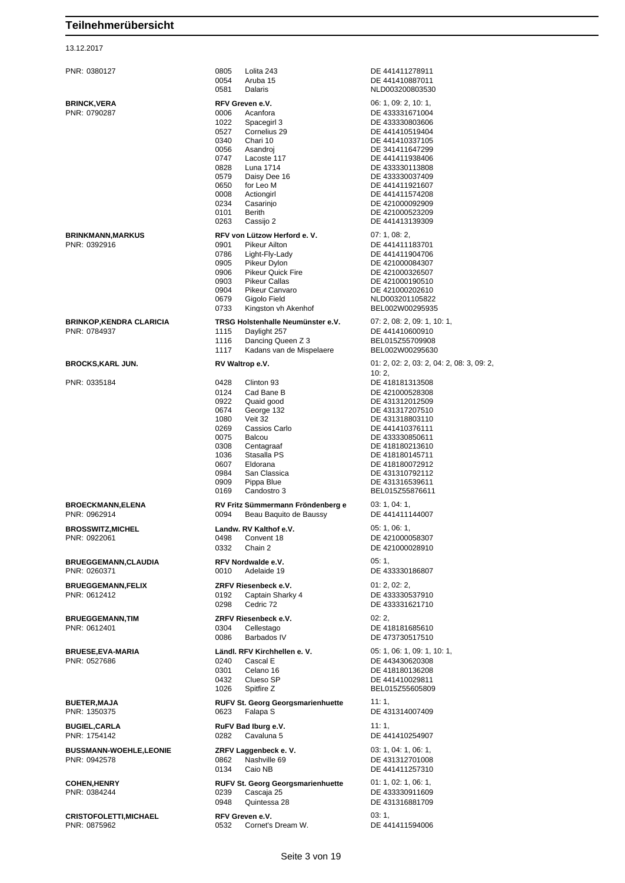# Teilnehmerübersicht

13.12.2017

| Teilnehmer | Nr. | Pferd / Verein | Lebensnr. / Prüfungen |
|---|---|---|---|
| PNR: 0380127 | 0805 | Lolita 243 | DE 441411278911 |
| | 0054 | Aruba 15 | DE 441410887011 |
| | 0581 | Dalaris | NLD003200803530 |
| **BRINCK,VERA** | | **RFV Greven e.V.** | 06: 1, 09: 2, 10: 1, |
| PNR: 0790287 | 0006 | Acanfora | DE 433331671004 |
| | 1022 | Spacegirl 3 | DE 433330803606 |
| | 0527 | Cornelius 29 | DE 441410519404 |
| | 0340 | Chari 10 | DE 441410337105 |
| | 0056 | Asandroj | DE 341411647299 |
| | 0747 | Lacoste 117 | DE 441411938406 |
| | 0828 | Luna 1714 | DE 433330113808 |
| | 0579 | Daisy Dee 16 | DE 433330037409 |
| | 0650 | for Leo M | DE 441411921607 |
| | 0008 | Actiongirl | DE 441411574208 |
| | 0234 | Casarinjo | DE 421000092909 |
| | 0101 | Berith | DE 421000523209 |
| | 0263 | Cassijo 2 | DE 441413139309 |
| **BRINKMANN,MARKUS** | | **RFV von Lützow Herford e. V.** | 07: 1, 08: 2, |
| PNR: 0392916 | 0901 | Pikeur Ailton | DE 441411183701 |
| | 0786 | Light-Fly-Lady | DE 441411904706 |
| | 0905 | Pikeur Dylon | DE 421000084307 |
| | 0906 | Pikeur Quick Fire | DE 421000326507 |
| | 0903 | Pikeur Callas | DE 421000190510 |
| | 0904 | Pikeur Canvaro | DE 421000202610 |
| | 0679 | Gigolo Field | NLD003201105822 |
| | 0733 | Kingston vh Akenhof | BEL002W00295935 |
| **BRINKOP,KENDRA CLARICIA** | | **TRSG Holstenhalle Neumünster e.V.** | 07: 2, 08: 2, 09: 1, 10: 1, |
| PNR: 0784937 | 1115 | Daylight 257 | DE 441410600910 |
| | 1116 | Dancing Queen Z 3 | BEL015Z55709908 |
| | 1117 | Kadans van de Mispelaere | BEL002W00295630 |
| **BROCKS,KARL JUN.** | | **RV Waltrop e.V.** | 01: 2, 02: 2, 03: 2, 04: 2, 08: 3, 09: 2, 10: 2, |
| PNR: 0335184 | 0428 | Clinton 93 | DE 418181313508 |
| | 0124 | Cad Bane B | DE 421000528308 |
| | 0922 | Quaid good | DE 431312012509 |
| | 0674 | George 132 | DE 431317207510 |
| | 1080 | Veit 32 | DE 431318803110 |
| | 0269 | Cassios Carlo | DE 441410376111 |
| | 0075 | Balcou | DE 433330850611 |
| | 0308 | Centagraaf | DE 418180213610 |
| | 1036 | Stasalla PS | DE 418180145711 |
| | 0607 | Eldorana | DE 418180072912 |
| | 0984 | San Classica | DE 431310792112 |
| | 0909 | Pippa Blue | DE 431316539611 |
| | 0169 | Candostro 3 | BEL015Z55876611 |
| **BROECKMANN,ELENA** | | **RV Fritz Sümmermann Fröndenberg e** | 03: 1, 04: 1, |
| PNR: 0962914 | 0094 | Beau Baquito de Baussy | DE 441411144007 |
| **BROSSWITZ,MICHEL** | | **Landw. RV Kalthof e.V.** | 05: 1, 06: 1, |
| PNR: 0922061 | 0498 | Convent 18 | DE 421000058307 |
| | 0332 | Chain 2 | DE 421000028910 |
| **BRUEGGEMANN,CLAUDIA** | | **RFV Nordwalde e.V.** | 05: 1, |
| PNR: 0260371 | 0010 | Adelaide 19 | DE 433330186807 |
| **BRUEGGEMANN,FELIX** | | **ZRFV Riesenbeck e.V.** | 01: 2, 02: 2, |
| PNR: 0612412 | 0192 | Captain Sharky 4 | DE 433330537910 |
| | 0298 | Cedric 72 | DE 433331621710 |
| **BRUEGGEMANN,TIM** | | **ZRFV Riesenbeck e.V.** | 02: 2, |
| PNR: 0612401 | 0304 | Cellestago | DE 418181685610 |
| | 0086 | Barbados IV | DE 473730517510 |
| **BRUESE,EVA-MARIA** | | **Ländl. RFV Kirchhellen e. V.** | 05: 1, 06: 1, 09: 1, 10: 1, |
| PNR: 0527686 | 0240 | Cascal E | DE 443430620308 |
| | 0301 | Celano 16 | DE 418180136208 |
| | 0432 | Clueso SP | DE 441410029811 |
| | 1026 | Spitfire Z | BEL015Z55605809 |
| **BUETER,MAJA** | | **RUFV St. Georg Georgsmarienhuette** | 11: 1, |
| PNR: 1350375 | 0623 | Falapa S | DE 431314007409 |
| **BUGIEL,CARLA** | | **RuFV Bad Iburg e.V.** | 11: 1, |
| PNR: 1754142 | 0282 | Cavaluna 5 | DE 441410254907 |
| **BUSSMANN-WOEHLE,LEONIE** | | **ZRFV Laggenbeck e. V.** | 03: 1, 04: 1, 06: 1, |
| PNR: 0942578 | 0862 | Nashville 69 | DE 431312701008 |
| | 0134 | Caio NB | DE 441411257310 |
| **COHEN,HENRY** | | **RUFV St. Georg Georgsmarienhuette** | 01: 1, 02: 1, 06: 1, |
| PNR: 0384244 | 0239 | Cascaja 25 | DE 433330911609 |
| | 0948 | Quintessa 28 | DE 431316881709 |
| **CRISTOFOLETTI,MICHAEL** | | **RFV Greven e.V.** | 03: 1, |
| PNR: 0875962 | 0532 | Cornet's Dream W. | DE 441411594006 |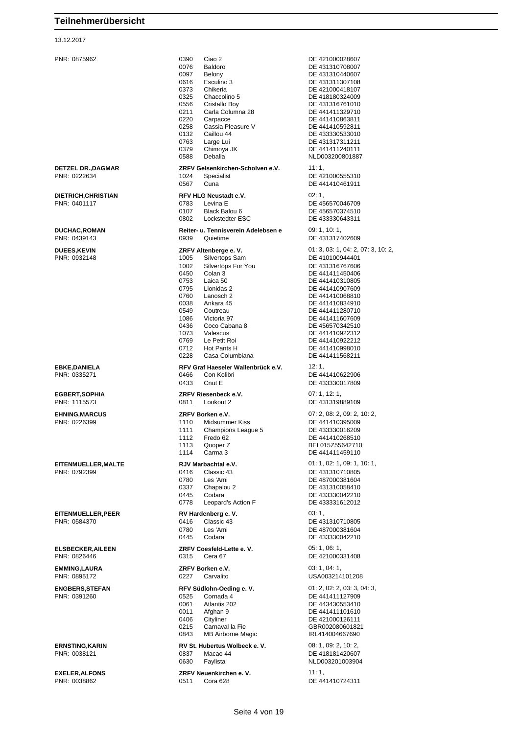# Teilnehmerübersicht

13.12.2017

| Teilnehmer | Verein / Pferd | | Startnummern / Lebensnummer |
|---|---|---|---|
| PNR: 0875962 | 0390 | Ciao 2 | DE 421000028607 |
| | 0076 | Baldoro | DE 431310708007 |
| | 0097 | Belony | DE 431310440607 |
| | 0616 | Esculino 3 | DE 431311307108 |
| | 0373 | Chikeria | DE 421000418107 |
| | 0325 | Chaccolino 5 | DE 418180324009 |
| | 0556 | Cristallo Boy | DE 431316761010 |
| | 0211 | Carla Columna 28 | DE 441411329710 |
| | 0220 | Carpacce | DE 441410863811 |
| | 0258 | Cassia Pleasure V | DE 441410592811 |
| | 0132 | Caillou 44 | DE 433330533010 |
| | 0763 | Large Lui | DE 431317311211 |
| | 0379 | Chimoya JK | DE 441411240111 |
| | 0588 | Debalia | NLD003200801887 |
| **DETZEL DR.,DAGMAR** | **ZRFV Gelsenkirchen-Scholven e.V.** | | 11: 1, |
| PNR: 0222634 | 1024 | Specialist | DE 421000555310 |
| | 0567 | Cuna | DE 441410461911 |
| **DIETRICH,CHRISTIAN** | **RFV HLG Neustadt e.V.** | | 02: 1, |
| PNR: 0401117 | 0783 | Levina E | DE 456570046709 |
| | 0107 | Black Balou 6 | DE 456570374510 |
| | 0802 | Lockstedter ESC | DE 433330643311 |
| **DUCHAC,ROMAN** | **Reiter- u. Tennisverein Adelebsen e** | | 09: 1, 10: 1, |
| PNR: 0439143 | 0939 | Quietime | DE 431317402609 |
| **DUEES,KEVIN** | **ZRFV Altenberge e. V.** | | 01: 3, 03: 1, 04: 2, 07: 3, 10: 2, |
| PNR: 0932148 | 1005 | Silvertops Sam | DE 410100944401 |
| | 1002 | Silvertops For You | DE 431316767606 |
| | 0450 | Colan 3 | DE 441411450406 |
| | 0753 | Laica 50 | DE 441410310805 |
| | 0795 | Lionidas 2 | DE 441410907609 |
| | 0760 | Lanosch 2 | DE 441410068810 |
| | 0038 | Ankara 45 | DE 441410834910 |
| | 0549 | Coutreau | DE 441411280710 |
| | 1086 | Victoria 97 | DE 441411607609 |
| | 0436 | Coco Cabana 8 | DE 456570342510 |
| | 1073 | Valescus | DE 441410922312 |
| | 0769 | Le Petit Roi | DE 441410922212 |
| | 0712 | Hot Pants H | DE 441410998010 |
| | 0228 | Casa Columbiana | DE 441411568211 |
| **EBKE,DANIELA** | **RFV Graf Haeseler Wallenbrück e.V.** | | 12: 1, |
| PNR: 0335271 | 0466 | Con Kolibri | DE 441410622906 |
| | 0433 | Cnut E | DE 433330017809 |
| **EGBERT,SOPHIA** | **ZRFV Riesenbeck e.V.** | | 07: 1, 12: 1, |
| PNR: 1115573 | 0811 | Lookout 2 | DE 431319889109 |
| **EHNING,MARCUS** | **ZRFV Borken e.V.** | | 07: 2, 08: 2, 09: 2, 10: 2, |
| PNR: 0226399 | 1110 | Midsummer Kiss | DE 441410395009 |
| | 1111 | Champions League 5 | DE 433330016209 |
| | 1112 | Fredo 62 | DE 441410268510 |
| | 1113 | Qooper Z | BEL015Z55642710 |
| | 1114 | Carma 3 | DE 441411459110 |
| **EITENMUELLER,MALTE** | **RJV Marbachtal e.V.** | | 01: 1, 02: 1, 09: 1, 10: 1, |
| PNR: 0792399 | 0416 | Classic 43 | DE 431310710805 |
| | 0780 | Les 'Ami | DE 487000381604 |
| | 0337 | Chapalou 2 | DE 431310058410 |
| | 0445 | Codara | DE 433330042210 |
| | 0778 | Leopard's Action F | DE 433331612012 |
| **EITENMUELLER,PEER** | **RV Hardenberg e. V.** | | 03: 1, |
| PNR: 0584370 | 0416 | Classic 43 | DE 431310710805 |
| | 0780 | Les 'Ami | DE 487000381604 |
| | 0445 | Codara | DE 433330042210 |
| **ELSBECKER,AILEEN** | **ZRFV Coesfeld-Lette e. V.** | | 05: 1, 06: 1, |
| PNR: 0826446 | 0315 | Cera 67 | DE 421000331408 |
| **EMMING,LAURA** | **ZRFV Borken e.V.** | | 03: 1, 04: 1, |
| PNR: 0895172 | 0227 | Carvalito | USA003214101208 |
| **ENGBERS,STEFAN** | **RFV Südlohn-Oeding e. V.** | | 01: 2, 02: 2, 03: 3, 04: 3, |
| PNR: 0391260 | 0525 | Cornada 4 | DE 441411127909 |
| | 0061 | Atlantis 202 | DE 443430553410 |
| | 0011 | Afghan 9 | DE 441411101610 |
| | 0406 | Cityliner | DE 421000126111 |
| | 0215 | Carnaval la Fie | GBR002080601821 |
| | 0843 | MB Airborne Magic | IRL414004667690 |
| **ERNSTING,KARIN** | **RV St. Hubertus Wolbeck e. V.** | | 08: 1, 09: 2, 10: 2, |
| PNR: 0038121 | 0837 | Macao 44 | DE 418181420607 |
| | 0630 | Faylista | NLD003201003904 |
| **EXELER,ALFONS** | **ZRFV Neuenkirchen e. V.** | | 11: 1, |
| PNR: 0038862 | 0511 | Cora 628 | DE 441410724311 |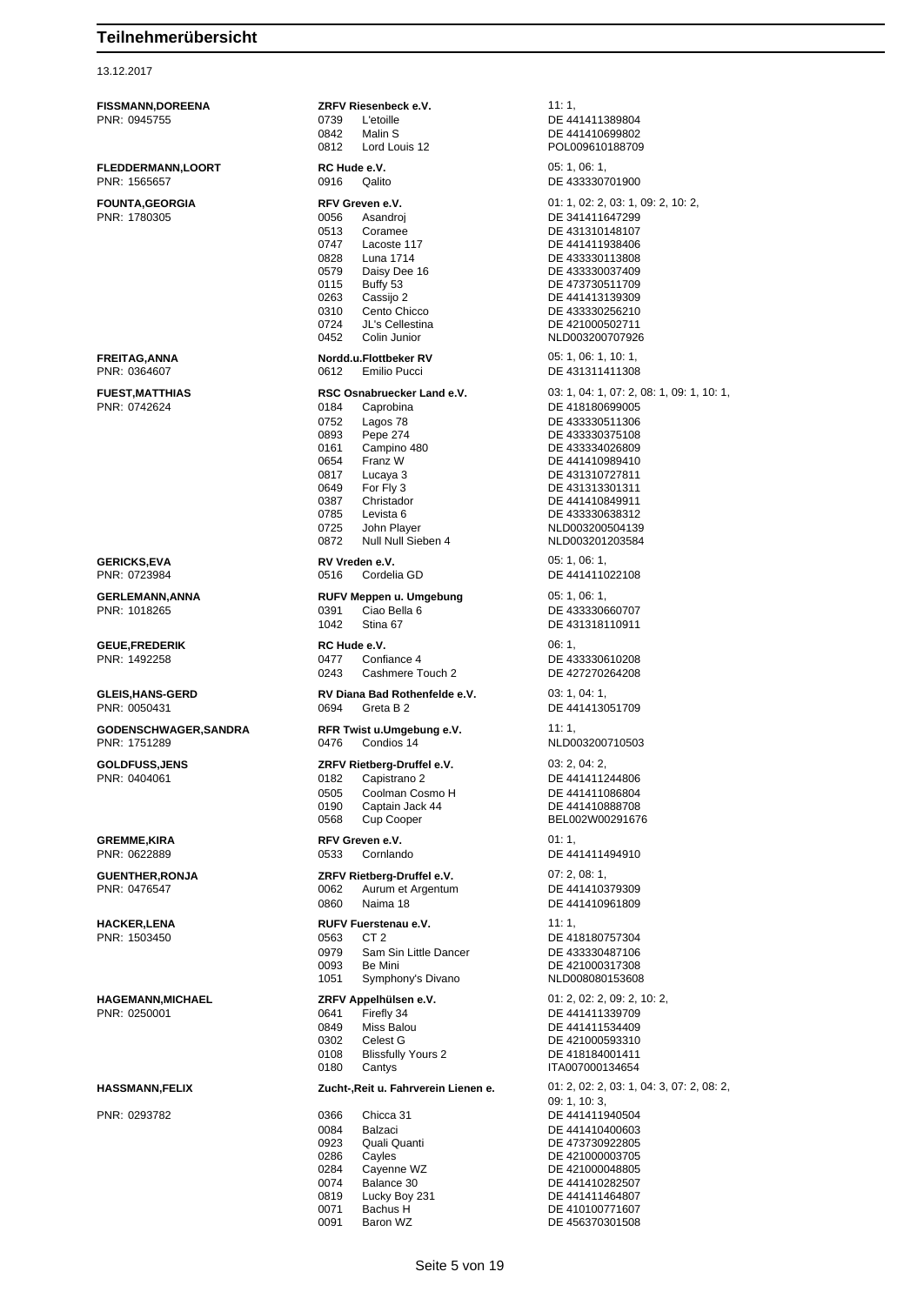# Teilnehmerübersicht

13.12.2017

| Teilnehmer | Verein / Nr. | Pferd | Prüfungen / Lebensnummer |
|---|---|---|---|
| **FISSMANN,DOREENA** | **ZRFV Riesenbeck e.V.** | | 11: 1, |
| PNR: 0945755 | 0739 | L'etoille | DE 441411389804 |
| | 0842 | Malin S | DE 441410699802 |
| | 0812 | Lord Louis 12 | POL009610188709 |
| **FLEDDERMANN,LOORT** | **RC Hude e.V.** | | 05: 1, 06: 1, |
| PNR: 1565657 | 0916 | Qalito | DE 433330701900 |
| **FOUNTA,GEORGIA** | **RFV Greven e.V.** | | 01: 1, 02: 2, 03: 1, 09: 2, 10: 2, |
| PNR: 1780305 | 0056 | Asandroj | DE 341411647299 |
| | 0513 | Coramee | DE 431310148107 |
| | 0747 | Lacoste 117 | DE 441411938406 |
| | 0828 | Luna 1714 | DE 433330113808 |
| | 0579 | Daisy Dee 16 | DE 433330037409 |
| | 0115 | Buffy 53 | DE 473730511709 |
| | 0263 | Cassijo 2 | DE 441413139309 |
| | 0310 | Cento Chicco | DE 433330256210 |
| | 0724 | JL's Cellestina | DE 421000502711 |
| | 0452 | Colin Junior | NLD003200707926 |
| **FREITAG,ANNA** | **Nordd.u.Flottbeker RV** | | 05: 1, 06: 1, 10: 1, |
| PNR: 0364607 | 0612 | Emilio Pucci | DE 431311411308 |
| **FUEST,MATTHIAS** | **RSC Osnabruecker Land e.V.** | | 03: 1, 04: 1, 07: 2, 08: 1, 09: 1, 10: 1, |
| PNR: 0742624 | 0184 | Caprobina | DE 418180699005 |
| | 0752 | Lagos 78 | DE 433330511306 |
| | 0893 | Pepe 274 | DE 433330375108 |
| | 0161 | Campino 480 | DE 433334026809 |
| | 0654 | Franz W | DE 441410989410 |
| | 0817 | Lucaya 3 | DE 431310727811 |
| | 0649 | For Fly 3 | DE 431313301311 |
| | 0387 | Christador | DE 441410849911 |
| | 0785 | Levista 6 | DE 433330638312 |
| | 0725 | John Player | NLD003200504139 |
| | 0872 | Null Null Sieben 4 | NLD003201203584 |
| **GERICKS,EVA** | **RV Vreden e.V.** | | 05: 1, 06: 1, |
| PNR: 0723984 | 0516 | Cordelia GD | DE 441411022108 |
| **GERLEMANN,ANNA** | **RUFV Meppen u. Umgebung** | | 05: 1, 06: 1, |
| PNR: 1018265 | 0391 | Ciao Bella 6 | DE 433330660707 |
| | 1042 | Stina 67 | DE 431318110911 |
| **GEUE,FREDERIK** | **RC Hude e.V.** | | 06: 1, |
| PNR: 1492258 | 0477 | Confiance 4 | DE 433330610208 |
| | 0243 | Cashmere Touch 2 | DE 427270264208 |
| **GLEIS,HANS-GERD** | **RV Diana Bad Rothenfelde e.V.** | | 03: 1, 04: 1, |
| PNR: 0050431 | 0694 | Greta B 2 | DE 441413051709 |
| **GODENSCHWAGER,SANDRA** | **RFR Twist u.Umgebung e.V.** | | 11: 1, |
| PNR: 1751289 | 0476 | Condios 14 | NLD003200710503 |
| **GOLDFUSS,JENS** | **ZRFV Rietberg-Druffel e.V.** | | 03: 2, 04: 2, |
| PNR: 0404061 | 0182 | Capistrano 2 | DE 441411244806 |
| | 0505 | Coolman Cosmo H | DE 441411086804 |
| | 0190 | Captain Jack 44 | DE 441410888708 |
| | 0568 | Cup Cooper | BEL002W00291676 |
| **GREMME,KIRA** | **RFV Greven e.V.** | | 01: 1, |
| PNR: 0622889 | 0533 | Cornlando | DE 441411494910 |
| **GUENTHER,RONJA** | **ZRFV Rietberg-Druffel e.V.** | | 07: 2, 08: 1, |
| PNR: 0476547 | 0062 | Aurum et Argentum | DE 441410379309 |
| | 0860 | Naima 18 | DE 441410961809 |
| **HACKER,LENA** | **RUFV Fuerstenau e.V.** | | 11: 1, |
| PNR: 1503450 | 0563 | CT 2 | DE 418180757304 |
| | 0979 | Sam Sin Little Dancer | DE 433330487106 |
| | 0093 | Be Mini | DE 421000317308 |
| | 1051 | Symphony's Divano | NLD008080153608 |
| **HAGEMANN,MICHAEL** | **ZRFV Appelhülsen e.V.** | | 01: 2, 02: 2, 09: 2, 10: 2, |
| PNR: 0250001 | 0641 | Firefly 34 | DE 441411339709 |
| | 0849 | Miss Balou | DE 441411534409 |
| | 0302 | Celest G | DE 421000593310 |
| | 0108 | Blissfully Yours 2 | DE 418184001411 |
| | 0180 | Cantys | ITA007000134654 |
| **HASSMANN,FELIX** | **Zucht-,Reit u. Fahrverein Lienen e.** | | 01: 2, 02: 2, 03: 1, 04: 3, 07: 2, 08: 2, 09: 1, 10: 3, |
| PNR: 0293782 | 0366 | Chicca 31 | DE 441411940504 |
| | 0084 | Balzaci | DE 441410400603 |
| | 0923 | Quali Quanti | DE 473730922805 |
| | 0286 | Cayles | DE 421000003705 |
| | 0284 | Cayenne WZ | DE 421000048805 |
| | 0074 | Balance 30 | DE 441410282507 |
| | 0819 | Lucky Boy 231 | DE 441411464807 |
| | 0071 | Bachus H | DE 410100771607 |
| | 0091 | Baron WZ | DE 456370301508 |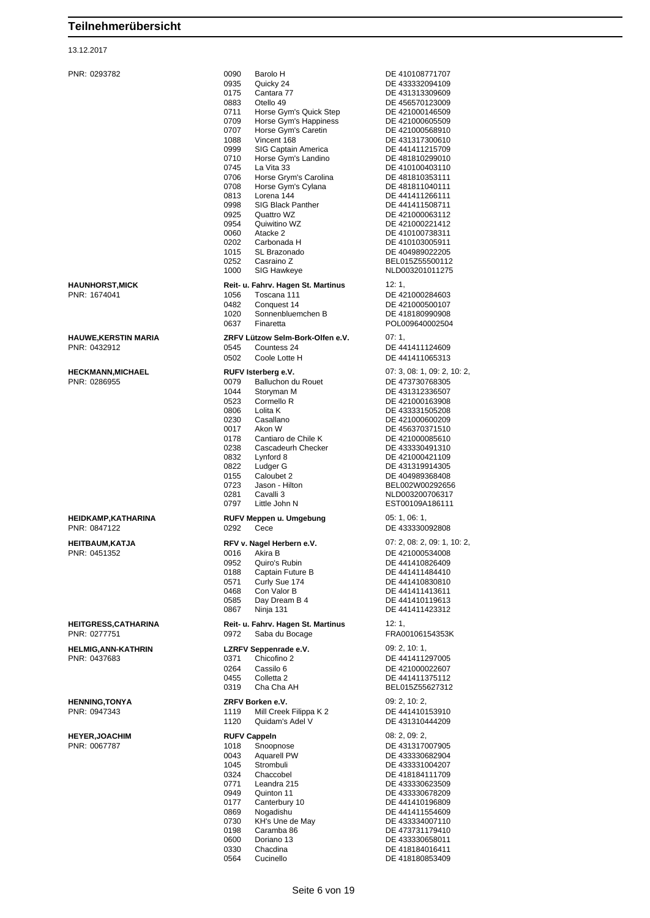## Teilnehmerübersicht

13.12.2017

| Teilnehmer | Nr. | Pferd / Verein | Lebensnummer / Prüfungen |
|---|---|---|---|
| PNR: 0293782 | 0090 | Barolo H | DE 410108771707 |
| | 0935 | Quicky 24 | DE 433332094109 |
| | 0175 | Cantara 77 | DE 431313309609 |
| | 0883 | Otello 49 | DE 456570123009 |
| | 0711 | Horse Gym's Quick Step | DE 421000146509 |
| | 0709 | Horse Gym's Happiness | DE 421000605509 |
| | 0707 | Horse Gym's Caretin | DE 421000568910 |
| | 1088 | Vincent 168 | DE 431317300610 |
| | 0999 | SIG Captain America | DE 441411215709 |
| | 0710 | Horse Gym's Landino | DE 481810299010 |
| | 0745 | La Vita 33 | DE 410100403110 |
| | 0706 | Horse Grym's Carolina | DE 481810353111 |
| | 0708 | Horse Gym's Cylana | DE 481811040111 |
| | 0813 | Lorena 144 | DE 441411266111 |
| | 0998 | SIG Black Panther | DE 441411508711 |
| | 0925 | Quattro WZ | DE 421000063112 |
| | 0954 | Quiwitino WZ | DE 421000221412 |
| | 0060 | Atacke 2 | DE 410100738311 |
| | 0202 | Carbonada H | DE 410103005911 |
| | 1015 | SL Brazonado | DE 404989022205 |
| | 0252 | Casraino Z | BEL015Z55500112 |
| | 1000 | SIG Hawkeye | NLD003201011275 |
| **HAUNHORST,MICK** | | **Reit- u. Fahrv. Hagen St. Martinus** | 12: 1, |
| PNR: 1674041 | 1056 | Toscana 111 | DE 421000284603 |
| | 0482 | Conquest 14 | DE 421000500107 |
| | 1020 | Sonnenbluemchen B | DE 418180990908 |
| | 0637 | Finaretta | POL009640002504 |
| **HAUWE,KERSTIN MARIA** | | **ZRFV Lützow Selm-Bork-Olfen e.V.** | 07: 1, |
| PNR: 0432912 | 0545 | Countess 24 | DE 441411124609 |
| | 0502 | Coole Lotte H | DE 441411065313 |
| **HECKMANN,MICHAEL** | | **RUFV Isterberg e.V.** | 07: 3, 08: 1, 09: 2, 10: 2, |
| PNR: 0286955 | 0079 | Balluchon du Rouet | DE 473730768305 |
| | 1044 | Storyman M | DE 431312336507 |
| | 0523 | Cormello R | DE 421000163908 |
| | 0806 | Lolita K | DE 433331505208 |
| | 0230 | Casallano | DE 421000600209 |
| | 0017 | Akon W | DE 456370371510 |
| | 0178 | Cantiaro de Chile K | DE 421000085610 |
| | 0238 | Cascadeurh Checker | DE 433330491310 |
| | 0832 | Lynford 8 | DE 421000421109 |
| | 0822 | Ludger G | DE 431319914305 |
| | 0155 | Caloubet 2 | DE 404989368408 |
| | 0723 | Jason - Hilton | BEL002W00292656 |
| | 0281 | Cavalli 3 | NLD003200706317 |
| | 0797 | Little John N | EST00109A186111 |
| **HEIDKAMP,KATHARINA** | | **RUFV Meppen u. Umgebung** | 05: 1, 06: 1, |
| PNR: 0847122 | 0292 | Cece | DE 433330092808 |
| **HEITBAUM,KATJA** | | **RFV v. Nagel Herbern e.V.** | 07: 2, 08: 2, 09: 1, 10: 2, |
| PNR: 0451352 | 0016 | Akira B | DE 421000534008 |
| | 0952 | Quiro's Rubin | DE 441410826409 |
| | 0188 | Captain Future B | DE 441411484410 |
| | 0571 | Curly Sue 174 | DE 441410830810 |
| | 0468 | Con Valor B | DE 441411413611 |
| | 0585 | Day Dream B 4 | DE 441410119613 |
| | 0867 | Ninja 131 | DE 441411423312 |
| **HEITGRESS,CATHARINA** | | **Reit- u. Fahrv. Hagen St. Martinus** | 12: 1, |
| PNR: 0277751 | 0972 | Saba du Bocage | FRA00106154353K |
| **HELMIG,ANN-KATHRIN** | | **LZRFV Seppenrade e.V.** | 09: 2, 10: 1, |
| PNR: 0437683 | 0371 | Chicofino 2 | DE 441411297005 |
| | 0264 | Cassilo 6 | DE 421000022607 |
| | 0455 | Colletta 2 | DE 441411375112 |
| | 0319 | Cha Cha AH | BEL015Z55627312 |
| **HENNING,TONYA** | | **ZRFV Borken e.V.** | 09: 2, 10: 2, |
| PNR: 0947343 | 1119 | Mill Creek Filippa K 2 | DE 441410153910 |
| | 1120 | Quidam's Adel V | DE 431310444209 |
| **HEYER,JOACHIM** | | **RUFV Cappeln** | 08: 2, 09: 2, |
| PNR: 0067787 | 1018 | Snoopnose | DE 431317007905 |
| | 0043 | Aquarell PW | DE 433330682904 |
| | 1045 | Strombuli | DE 433331004207 |
| | 0324 | Chaccobel | DE 418184111709 |
| | 0771 | Leandra 215 | DE 433330623509 |
| | 0949 | Quinton 11 | DE 433330678209 |
| | 0177 | Canterbury 10 | DE 441410196809 |
| | 0869 | Nogadishu | DE 441411554609 |
| | 0730 | KH's Une de May | DE 433334007110 |
| | 0198 | Caramba 86 | DE 473731179410 |
| | 0600 | Doriano 13 | DE 433330658011 |
| | 0330 | Chacdina | DE 418184016411 |
| | 0564 | Cucinello | DE 418180853409 |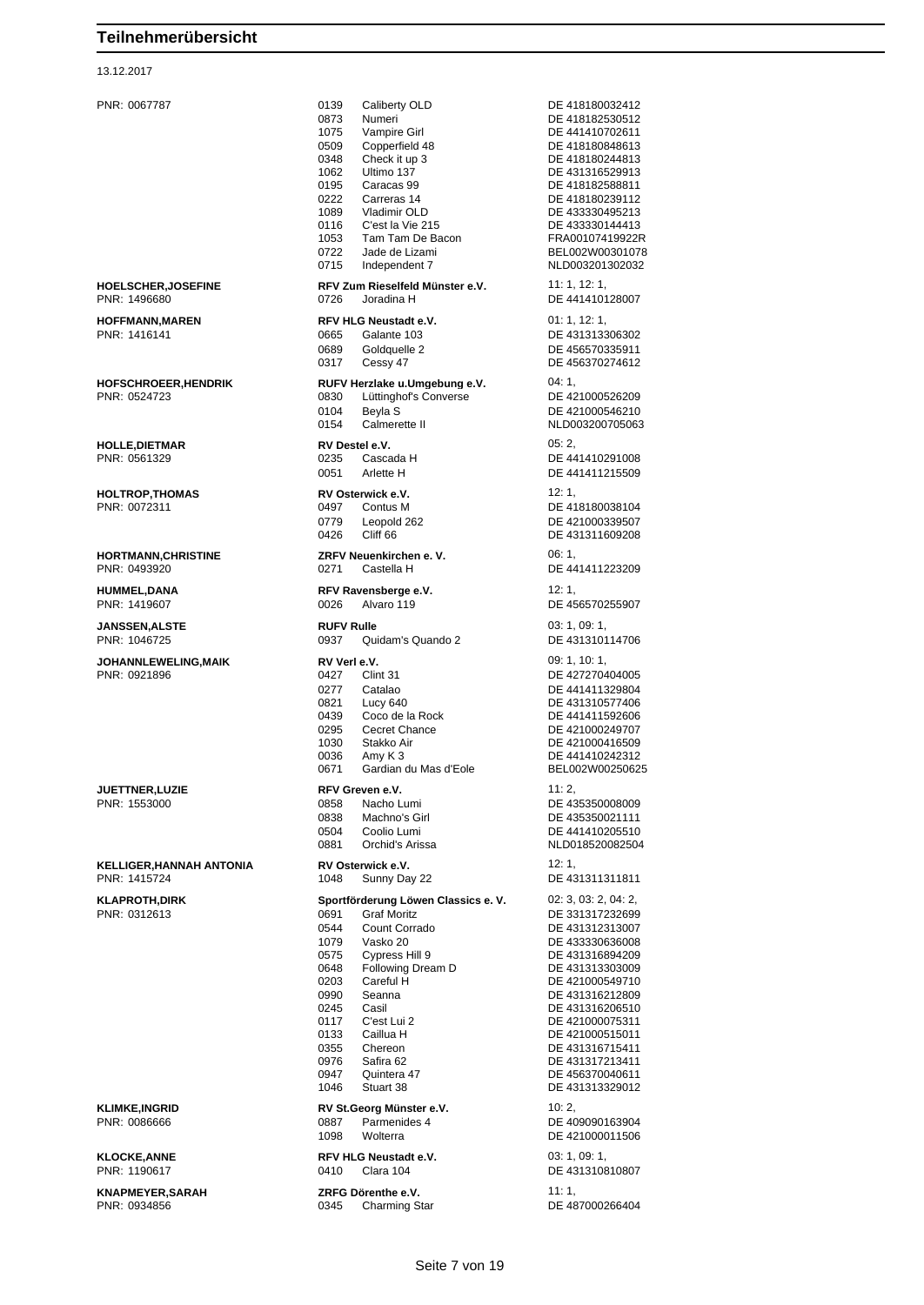# Teilnehmerübersicht

13.12.2017

| Teilnehmer | Nr. | Verein / Pferd | Prüfungen / Lebensnummer |
|---|---|---|---|
| PNR: 0067787 | 0139 | Caliberty OLD | DE 418180032412 |
| | 0873 | Numeri | DE 418182530512 |
| | 1075 | Vampire Girl | DE 441410702611 |
| | 0509 | Copperfield 48 | DE 418180848613 |
| | 0348 | Check it up 3 | DE 418180244813 |
| | 1062 | Ultimo 137 | DE 431316529913 |
| | 0195 | Caracas 99 | DE 418182588811 |
| | 0222 | Carreras 14 | DE 418180239112 |
| | 1089 | Vladimir OLD | DE 433330495213 |
| | 0116 | C'est la Vie 215 | DE 433330144413 |
| | 1053 | Tam Tam De Bacon | FRA00107419922R |
| | 0722 | Jade de Lizami | BEL002W00301078 |
| | 0715 | Independent 7 | NLD003201302032 |
| **HOELSCHER,JOSEFINE** | | **RFV Zum Rieselfeld Münster e.V.** | 11: 1, 12: 1, |
| PNR: 1496680 | 0726 | Joradina H | DE 441410128007 |
| **HOFFMANN,MAREN** | | **RFV HLG Neustadt e.V.** | 01: 1, 12: 1, |
| PNR: 1416141 | 0665 | Galante 103 | DE 431313306302 |
| | 0689 | Goldquelle 2 | DE 456570335911 |
| | 0317 | Cessy 47 | DE 456370274612 |
| **HOFSCHROEER,HENDRIK** | | **RUFV Herzlake u.Umgebung e.V.** | 04: 1, |
| PNR: 0524723 | 0830 | Lüttinghof's Converse | DE 421000526209 |
| | 0104 | Beyla S | DE 421000546210 |
| | 0154 | Calmerette II | NLD003200705063 |
| **HOLLE,DIETMAR** | | **RV Destel e.V.** | 05: 2, |
| PNR: 0561329 | 0235 | Cascada H | DE 441410291008 |
| | 0051 | Arlette H | DE 441411215509 |
| **HOLTROP,THOMAS** | | **RV Osterwick e.V.** | 12: 1, |
| PNR: 0072311 | 0497 | Contus M | DE 418180038104 |
| | 0779 | Leopold 262 | DE 421000339507 |
| | 0426 | Cliff 66 | DE 431311609208 |
| **HORTMANN,CHRISTINE** | | **ZRFV Neuenkirchen e. V.** | 06: 1, |
| PNR: 0493920 | 0271 | Castella H | DE 441411223209 |
| **HUMMEL,DANA** | | **RFV Ravensberge e.V.** | 12: 1, |
| PNR: 1419607 | 0026 | Alvaro 119 | DE 456570255907 |
| **JANSSEN,ALSTE** | | **RUFV Rulle** | 03: 1, 09: 1, |
| PNR: 1046725 | 0937 | Quidam's Quando 2 | DE 431310114706 |
| **JOHANNLEWELING,MAIK** | | **RV Verl e.V.** | 09: 1, 10: 1, |
| PNR: 0921896 | 0427 | Clint 31 | DE 427270404005 |
| | 0277 | Catalao | DE 441411329804 |
| | 0821 | Lucy 640 | DE 431310577406 |
| | 0439 | Coco de la Rock | DE 441411592606 |
| | 0295 | Cecret Chance | DE 421000249707 |
| | 1030 | Stakko Air | DE 421000416509 |
| | 0036 | Amy K 3 | DE 441410242312 |
| | 0671 | Gardian du Mas d'Eole | BEL002W00250625 |
| **JUETTNER,LUZIE** | | **RFV Greven e.V.** | 11: 2, |
| PNR: 1553000 | 0858 | Nacho Lumi | DE 435350008009 |
| | 0838 | Machno's Girl | DE 435350021111 |
| | 0504 | Coolio Lumi | DE 441410205510 |
| | 0881 | Orchid's Arissa | NLD018520082504 |
| **KELLIGER,HANNAH ANTONIA** | | **RV Osterwick e.V.** | 12: 1, |
| PNR: 1415724 | 1048 | Sunny Day 22 | DE 431311311811 |
| **KLAPROTH,DIRK** | | **Sportförderung Löwen Classics e. V.** | 02: 3, 03: 2, 04: 2, |
| PNR: 0312613 | 0691 | Graf Moritz | DE 331317232699 |
| | 0544 | Count Corrado | DE 431312313007 |
| | 1079 | Vasko 20 | DE 433330636008 |
| | 0575 | Cypress Hill 9 | DE 431316894209 |
| | 0648 | Following Dream D | DE 431313303009 |
| | 0203 | Careful H | DE 421000549710 |
| | 0990 | Seanna | DE 431316212809 |
| | 0245 | Casil | DE 431316206510 |
| | 0117 | C'est Lui 2 | DE 421000075311 |
| | 0133 | Caillua H | DE 421000515011 |
| | 0355 | Chereon | DE 431316715411 |
| | 0976 | Safira 62 | DE 431317213411 |
| | 0947 | Quintera 47 | DE 456370040611 |
| | 1046 | Stuart 38 | DE 431313329012 |
| **KLIMKE,INGRID** | | **RV St.Georg Münster e.V.** | 10: 2, |
| PNR: 0086666 | 0887 | Parmenides 4 | DE 409090163904 |
| | 1098 | Wolterra | DE 421000011506 |
| **KLOCKE,ANNE** | | **RFV HLG Neustadt e.V.** | 03: 1, 09: 1, |
| PNR: 1190617 | 0410 | Clara 104 | DE 431310810807 |
| **KNAPMEYER,SARAH** | | **ZRFG Dörenthe e.V.** | 11: 1, |
| PNR: 0934856 | 0345 | Charming Star | DE 487000266404 |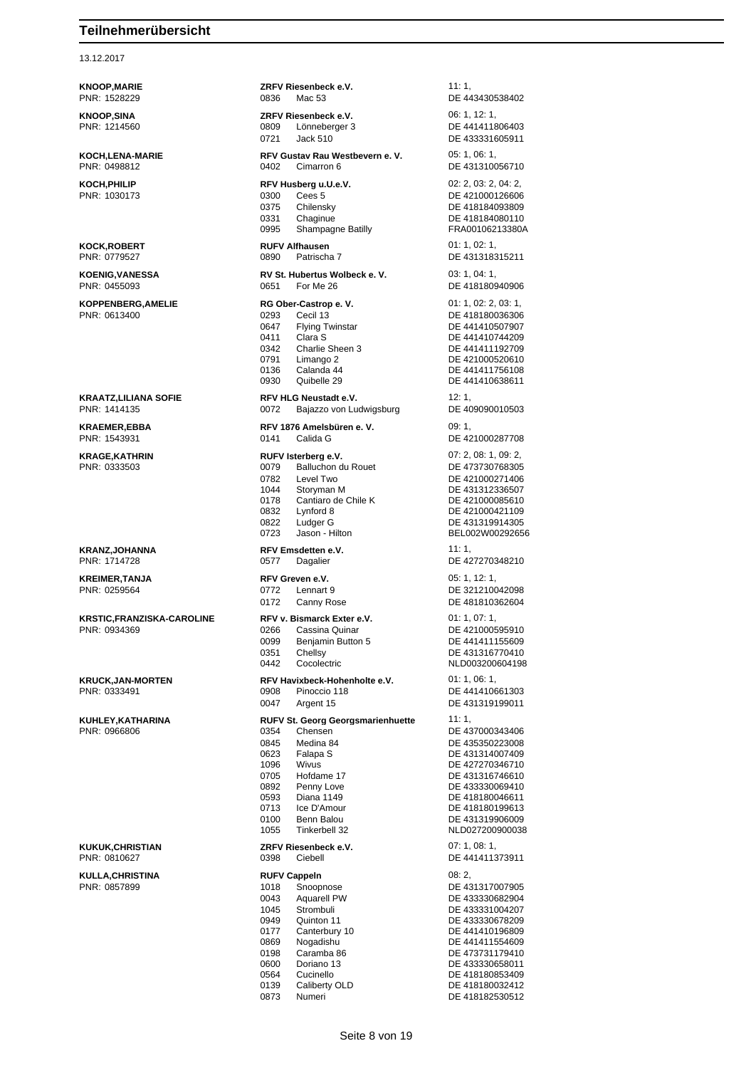# Teilnehmerübersicht

13.12.2017

| Reiter | Verein / Pferd | | Prüfungen / Lebensnummer |
|---|---|---|---|
| **KNOOP,MARIE** | **ZRFV Riesenbeck e.V.** | | 11: 1, |
| PNR: 1528229 | 0836 | Mac 53 | DE 443430538402 |
| **KNOOP,SINA** | **ZRFV Riesenbeck e.V.** | | 06: 1, 12: 1, |
| PNR: 1214560 | 0809 | Lönneberger 3 | DE 441411806403 |
| | 0721 | Jack 510 | DE 433331605911 |
| **KOCH,LENA-MARIE** | **RFV Gustav Rau Westbevern e. V.** | | 05: 1, 06: 1, |
| PNR: 0498812 | 0402 | Cimarron 6 | DE 431310056710 |
| **KOCH,PHILIP** | **RFV Husberg u.U.e.V.** | | 02: 2, 03: 2, 04: 2, |
| PNR: 1030173 | 0300 | Cees 5 | DE 421000126606 |
| | 0375 | Chilensky | DE 418184093809 |
| | 0331 | Chaginue | DE 418184080110 |
| | 0995 | Shampagne Batilly | FRA00106213380A |
| **KOCK,ROBERT** | **RUFV Alfhausen** | | 01: 1, 02: 1, |
| PNR: 0779527 | 0890 | Patrischa 7 | DE 431318315211 |
| **KOENIG,VANESSA** | **RV St. Hubertus Wolbeck e. V.** | | 03: 1, 04: 1, |
| PNR: 0455093 | 0651 | For Me 26 | DE 418180940906 |
| **KOPPENBERG,AMELIE** | **RG Ober-Castrop e. V.** | | 01: 1, 02: 2, 03: 1, |
| PNR: 0613400 | 0293 | Cecil 13 | DE 418180036306 |
| | 0647 | Flying Twinstar | DE 441410507907 |
| | 0411 | Clara S | DE 441410744209 |
| | 0342 | Charlie Sheen 3 | DE 441411192709 |
| | 0791 | Limango 2 | DE 421000520610 |
| | 0136 | Calanda 44 | DE 441411756108 |
| | 0930 | Quibelle 29 | DE 441410638611 |
| **KRAATZ,LILIANA SOFIE** | **RFV HLG Neustadt e.V.** | | 12: 1, |
| PNR: 1414135 | 0072 | Bajazzo von Ludwigsburg | DE 409090010503 |
| **KRAEMER,EBBA** | **RFV 1876 Amelsbüren e. V.** | | 09: 1, |
| PNR: 1543931 | 0141 | Calida G | DE 421000287708 |
| **KRAGE,KATHRIN** | **RUFV Isterberg e.V.** | | 07: 2, 08: 1, 09: 2, |
| PNR: 0333503 | 0079 | Balluchon du Rouet | DE 473730768305 |
| | 0782 | Level Two | DE 421000271406 |
| | 1044 | Storyman M | DE 431312336507 |
| | 0178 | Cantiaro de Chile K | DE 421000085610 |
| | 0832 | Lynford 8 | DE 421000421109 |
| | 0822 | Ludger G | DE 431319914305 |
| | 0723 | Jason - Hilton | BEL002W00292656 |
| **KRANZ,JOHANNA** | **RFV Emsdetten e.V.** | | 11: 1, |
| PNR: 1714728 | 0577 | Dagalier | DE 427270348210 |
| **KREIMER,TANJA** | **RFV Greven e.V.** | | 05: 1, 12: 1, |
| PNR: 0259564 | 0772 | Lennart 9 | DE 321210042098 |
| | 0172 | Canny Rose | DE 481810362604 |
| **KRSTIC,FRANZISKA-CAROLINE** | **RFV v. Bismarck Exter e.V.** | | 01: 1, 07: 1, |
| PNR: 0934369 | 0266 | Cassina Quinar | DE 421000595910 |
| | 0099 | Benjamin Button 5 | DE 441411155609 |
| | 0351 | Chellsy | DE 431316770410 |
| | 0442 | Cocolectric | NLD003200604198 |
| **KRUCK,JAN-MORTEN** | **RFV Havixbeck-Hohenholte e.V.** | | 01: 1, 06: 1, |
| PNR: 0333491 | 0908 | Pinoccio 118 | DE 441410661303 |
| | 0047 | Argent 15 | DE 431319199011 |
| **KUHLEY,KATHARINA** | **RUFV St. Georg Georgsmarienhuette** | | 11: 1, |
| PNR: 0966806 | 0354 | Chensen | DE 437000343406 |
| | 0845 | Medina 84 | DE 435350223008 |
| | 0623 | Falapa S | DE 431314007409 |
| | 1096 | Wivus | DE 427270346710 |
| | 0705 | Hofdame 17 | DE 431316746610 |
| | 0892 | Penny Love | DE 433330069410 |
| | 0593 | Diana 1149 | DE 418180046611 |
| | 0713 | Ice D'Amour | DE 418180199613 |
| | 0100 | Benn Balou | DE 431319906009 |
| | 1055 | Tinkerbell 32 | NLD027200900038 |
| **KUKUK,CHRISTIAN** | **ZRFV Riesenbeck e.V.** | | 07: 1, 08: 1, |
| PNR: 0810627 | 0398 | Ciebell | DE 441411373911 |
| **KULLA,CHRISTINA** | **RUFV Cappeln** | | 08: 2, |
| PNR: 0857899 | 1018 | Snoopnose | DE 431317007905 |
| | 0043 | Aquarell PW | DE 433330682904 |
| | 1045 | Strombuli | DE 433331004207 |
| | 0949 | Quinton 11 | DE 433330678209 |
| | 0177 | Canterbury 10 | DE 441410196809 |
| | 0869 | Nogadishu | DE 441411554609 |
| | 0198 | Caramba 86 | DE 473731179410 |
| | 0600 | Doriano 13 | DE 433330658011 |
| | 0564 | Cucinello | DE 418180853409 |
| | 0139 | Caliberty OLD | DE 418180032412 |
| | 0873 | Numeri | DE 418182530512 |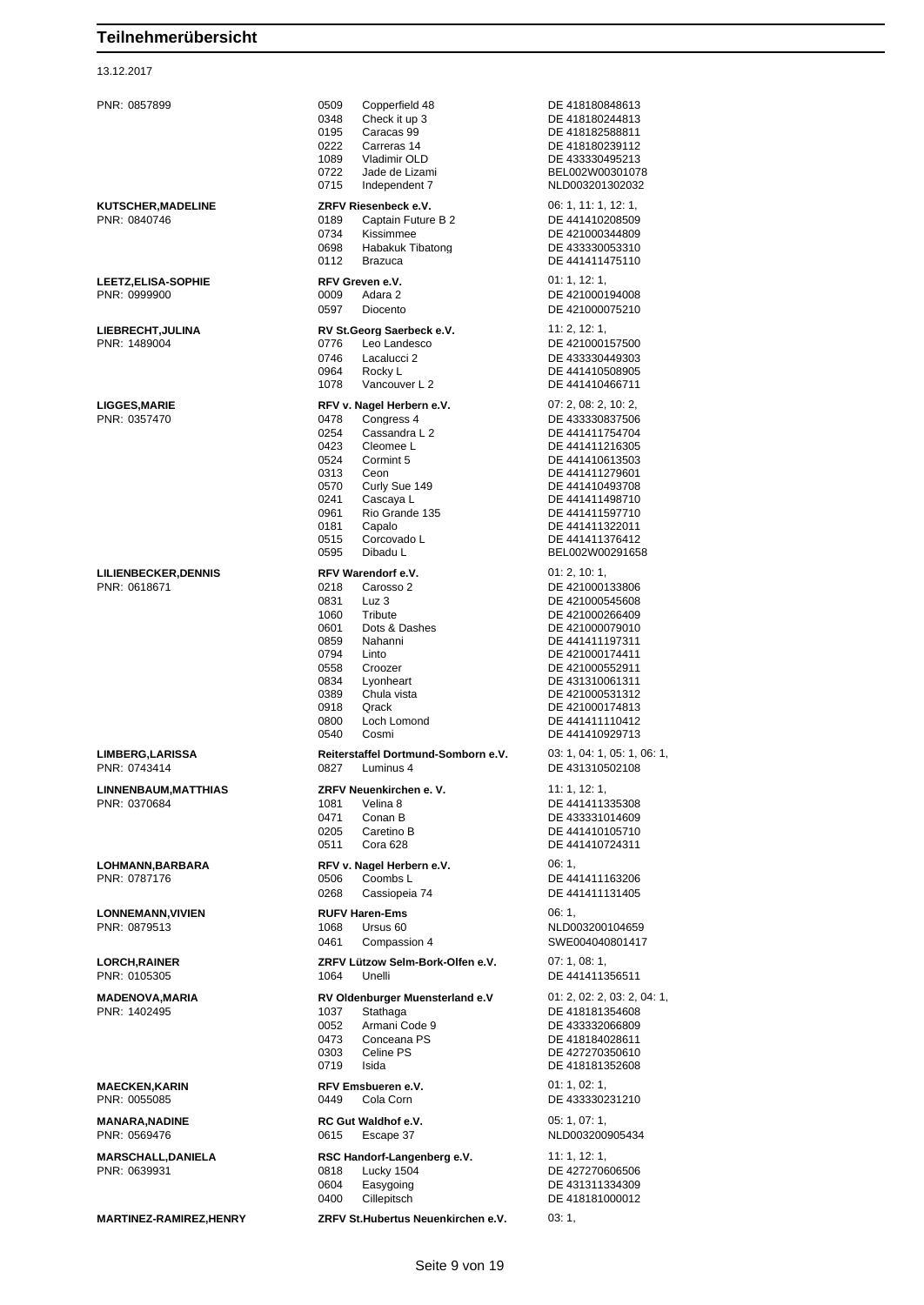# Teilnehmerübersicht

13.12.2017

| Teilnehmer | Verein / Pferd | | Prüfungen / Lebensnummer |
|---|---|---|---|
| PNR: 0857899 | 0509 | Copperfield 48 | DE 418180848613 |
| | 0348 | Check it up 3 | DE 418180244813 |
| | 0195 | Caracas 99 | DE 418182588811 |
| | 0222 | Carreras 14 | DE 418180239112 |
| | 1089 | Vladimir OLD | DE 433330495213 |
| | 0722 | Jade de Lizami | BEL002W00301078 |
| | 0715 | Independent 7 | NLD003201302032 |
| **KUTSCHER,MADELINE** | **ZRFV Riesenbeck e.V.** | | 06: 1, 11: 1, 12: 1, |
| PNR: 0840746 | 0189 | Captain Future B 2 | DE 441410208509 |
| | 0734 | Kissimmee | DE 421000344809 |
| | 0698 | Habakuk Tibatong | DE 433330053310 |
| | 0112 | Brazuca | DE 441411475110 |
| **LEETZ,ELISA-SOPHIE** | **RFV Greven e.V.** | | 01: 1, 12: 1, |
| PNR: 0999900 | 0009 | Adara 2 | DE 421000194008 |
| | 0597 | Diocento | DE 421000075210 |
| **LIEBRECHT,JULINA** | **RV St.Georg Saerbeck e.V.** | | 11: 2, 12: 1, |
| PNR: 1489004 | 0776 | Leo Landesco | DE 421000157500 |
| | 0746 | Lacalucci 2 | DE 433330449303 |
| | 0964 | Rocky L | DE 441410508905 |
| | 1078 | Vancouver L 2 | DE 441410466711 |
| **LIGGES,MARIE** | **RFV v. Nagel Herbern e.V.** | | 07: 2, 08: 2, 10: 2, |
| PNR: 0357470 | 0478 | Congress 4 | DE 433330837506 |
| | 0254 | Cassandra L 2 | DE 441411754704 |
| | 0423 | Cleomee L | DE 441411216305 |
| | 0524 | Cormint 5 | DE 441410613503 |
| | 0313 | Ceon | DE 441411279601 |
| | 0570 | Curly Sue 149 | DE 441410493708 |
| | 0241 | Cascaya L | DE 441411498710 |
| | 0961 | Rio Grande 135 | DE 441411597710 |
| | 0181 | Capalo | DE 441411322011 |
| | 0515 | Corcovado L | DE 441411376412 |
| | 0595 | Dibadu L | BEL002W00291658 |
| **LILIENBECKER,DENNIS** | **RFV Warendorf e.V.** | | 01: 2, 10: 1, |
| PNR: 0618671 | 0218 | Carosso 2 | DE 421000133806 |
| | 0831 | Luz 3 | DE 421000545608 |
| | 1060 | Tribute | DE 421000266409 |
| | 0601 | Dots & Dashes | DE 421000079010 |
| | 0859 | Nahanni | DE 441411197311 |
| | 0794 | Linto | DE 421000174411 |
| | 0558 | Croozer | DE 421000552911 |
| | 0834 | Lyonheart | DE 431310061311 |
| | 0389 | Chula vista | DE 421000531312 |
| | 0918 | Qrack | DE 421000174813 |
| | 0800 | Loch Lomond | DE 441411110412 |
| | 0540 | Cosmi | DE 441410929713 |
| **LIMBERG,LARISSA** | **Reiterstaffel Dortmund-Somborn e.V.** | | 03: 1, 04: 1, 05: 1, 06: 1, |
| PNR: 0743414 | 0827 | Luminus 4 | DE 431310502108 |
| **LINNENBAUM,MATTHIAS** | **ZRFV Neuenkirchen e. V.** | | 11: 1, 12: 1, |
| PNR: 0370684 | 1081 | Velina 8 | DE 441411335308 |
| | 0471 | Conan B | DE 433331014609 |
| | 0205 | Caretino B | DE 441410105710 |
| | 0511 | Cora 628 | DE 441410724311 |
| **LOHMANN,BARBARA** | **RFV v. Nagel Herbern e.V.** | | 06: 1, |
| PNR: 0787176 | 0506 | Coombs L | DE 441411163206 |
| | 0268 | Cassiopeia 74 | DE 441411131405 |
| **LONNEMANN,VIVIEN** | **RUFV Haren-Ems** | | 06: 1, |
| PNR: 0879513 | 1068 | Ursus 60 | NLD003200104659 |
| | 0461 | Compassion 4 | SWE004040801417 |
| **LORCH,RAINER** | **ZRFV Lützow Selm-Bork-Olfen e.V.** | | 07: 1, 08: 1, |
| PNR: 0105305 | 1064 | Unelli | DE 441411356511 |
| **MADENOVA,MARIA** | **RV Oldenburger Muensterland e.V** | | 01: 2, 02: 2, 03: 2, 04: 1, |
| PNR: 1402495 | 1037 | Stathaga | DE 418181354608 |
| | 0052 | Armani Code 9 | DE 433332066809 |
| | 0473 | Conceana PS | DE 418184028611 |
| | 0303 | Celine PS | DE 427270350610 |
| | 0719 | Isida | DE 418181352608 |
| **MAECKEN,KARIN** | **RFV Emsbueren e.V.** | | 01: 1, 02: 1, |
| PNR: 0055085 | 0449 | Cola Corn | DE 433330231210 |
| **MANARA,NADINE** | **RC Gut Waldhof e.V.** | | 05: 1, 07: 1, |
| PNR: 0569476 | 0615 | Escape 37 | NLD003200905434 |
| **MARSCHALL,DANIELA** | **RSC Handorf-Langenberg e.V.** | | 11: 1, 12: 1, |
| PNR: 0639931 | 0818 | Lucky 1504 | DE 427270606506 |
| | 0604 | Easygoing | DE 431311334309 |
| | 0400 | Cillepitsch | DE 418181000012 |
| **MARTINEZ-RAMIREZ,HENRY** | **ZRFV St.Hubertus Neuenkirchen e.V.** | | 03: 1, |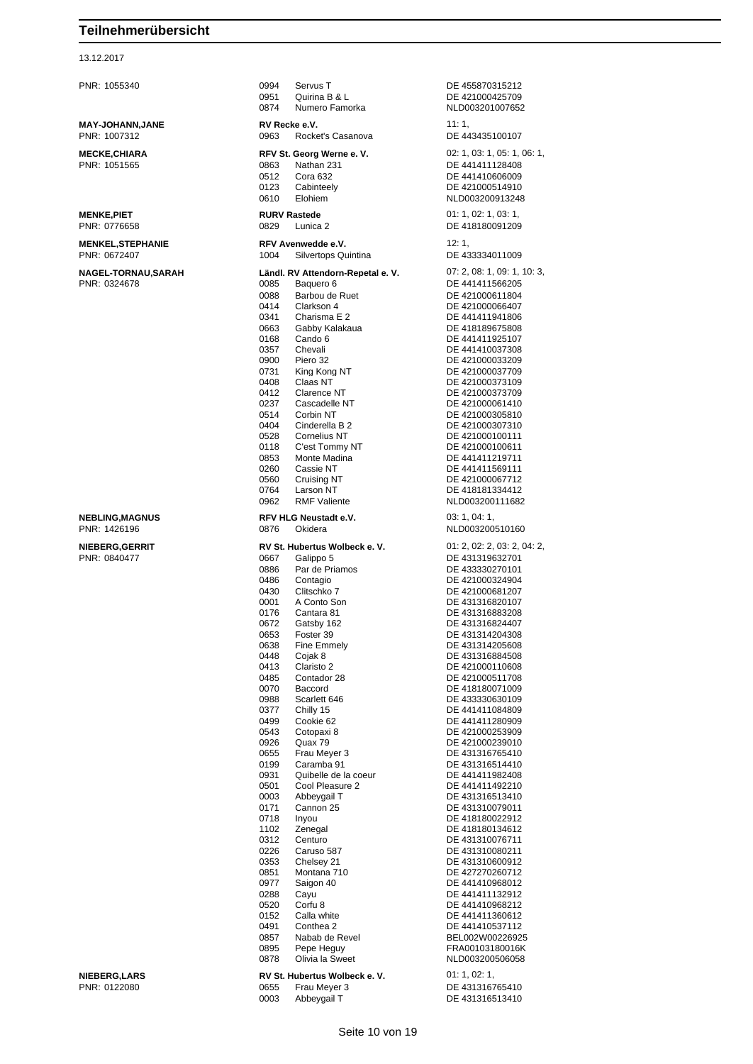## Teilnehmerübersicht

13.12.2017

| Teilnehmer | Verein / Pferd | Prüfungen / Nr. |
|---|---|---|
| PNR: 1055340 | 0994 Servus T | DE 455870315212 |
| | 0951 Quirina B & L | DE 421000425709 |
| | 0874 Numero Famorka | NLD003201007652 |
| **MAY-JOHANN,JANE** | **RV Recke e.V.** | 11: 1, |
| PNR: 1007312 | 0963 Rocket's Casanova | DE 443435100107 |
| **MECKE,CHIARA** | **RFV St. Georg Werne e. V.** | 02: 1, 03: 1, 05: 1, 06: 1, |
| PNR: 1051565 | 0863 Nathan 231 | DE 441411128408 |
| | 0512 Cora 632 | DE 441410606009 |
| | 0123 Cabinteely | DE 421000514910 |
| | 0610 Elohiem | NLD003200913248 |
| **MENKE,PIET** | **RURV Rastede** | 01: 1, 02: 1, 03: 1, |
| PNR: 0776658 | 0829 Lunica 2 | DE 418180091209 |
| **MENKEL,STEPHANIE** | **RFV Avenwedde e.V.** | 12: 1, |
| PNR: 0672407 | 1004 Silvertops Quintina | DE 433334011009 |
| **NAGEL-TORNAU,SARAH** | **Ländl. RV Attendorn-Repetal e. V.** | 07: 2, 08: 1, 09: 1, 10: 3, |
| PNR: 0324678 | 0085 Baquero 6 | DE 441411566205 |
| | 0088 Barbou de Ruet | DE 421000611804 |
| | 0414 Clarkson 4 | DE 421000066407 |
| | 0341 Charisma E 2 | DE 441411941806 |
| | 0663 Gabby Kalakaua | DE 418189675808 |
| | 0168 Cando 6 | DE 441411925107 |
| | 0357 Chevali | DE 441410037308 |
| | 0900 Piero 32 | DE 421000033209 |
| | 0731 King Kong NT | DE 421000037709 |
| | 0408 Claas NT | DE 421000373109 |
| | 0412 Clarence NT | DE 421000373709 |
| | 0237 Cascadelle NT | DE 421000061410 |
| | 0514 Corbin NT | DE 421000305810 |
| | 0404 Cinderella B 2 | DE 421000307310 |
| | 0528 Cornelius NT | DE 421000100111 |
| | 0118 C'est Tommy NT | DE 421000100611 |
| | 0853 Monte Madina | DE 441411219711 |
| | 0260 Cassie NT | DE 441411569111 |
| | 0560 Cruising NT | DE 421000067712 |
| | 0764 Larson NT | DE 418181334412 |
| | 0962 RMF Valiente | NLD003200111682 |
| **NEBLING,MAGNUS** | **RFV HLG Neustadt e.V.** | 03: 1, 04: 1, |
| PNR: 1426196 | 0876 Okidera | NLD003200510160 |
| **NIEBERG,GERRIT** | **RV St. Hubertus Wolbeck e. V.** | 01: 2, 02: 2, 03: 2, 04: 2, |
| PNR: 0840477 | 0667 Galippo 5 | DE 431319632701 |
| | 0886 Par de Priamos | DE 433330270101 |
| | 0486 Contagio | DE 421000324904 |
| | 0430 Clitschko 7 | DE 421000681207 |
| | 0001 A Conto Son | DE 431316820107 |
| | 0176 Cantara 81 | DE 431316883208 |
| | 0672 Gatsby 162 | DE 431316824407 |
| | 0653 Foster 39 | DE 431314204308 |
| | 0638 Fine Emmely | DE 431314205608 |
| | 0448 Cojak 8 | DE 431316884508 |
| | 0413 Claristo 2 | DE 421000110608 |
| | 0485 Contador 28 | DE 421000511708 |
| | 0070 Baccord | DE 418180071009 |
| | 0988 Scarlett 646 | DE 433330630109 |
| | 0377 Chilly 15 | DE 441411084809 |
| | 0499 Cookie 62 | DE 441411280909 |
| | 0543 Cotopaxi 8 | DE 421000253909 |
| | 0926 Quax 79 | DE 421000239010 |
| | 0655 Frau Meyer 3 | DE 431316765410 |
| | 0199 Caramba 91 | DE 431316514410 |
| | 0931 Quibelle de la coeur | DE 441411982408 |
| | 0501 Cool Pleasure 2 | DE 441411492210 |
| | 0003 Abbeygail T | DE 431316513410 |
| | 0171 Cannon 25 | DE 431310079011 |
| | 0718 Inyou | DE 418180022912 |
| | 1102 Zenegal | DE 418180134612 |
| | 0312 Centuro | DE 431310076711 |
| | 0226 Caruso 587 | DE 431310080211 |
| | 0353 Chelsey 21 | DE 431310600912 |
| | 0851 Montana 710 | DE 427270260712 |
| | 0977 Saigon 40 | DE 441410968012 |
| | 0288 Cayu | DE 441411132912 |
| | 0520 Corfu 8 | DE 441410968212 |
| | 0152 Calla white | DE 441411360612 |
| | 0491 Conthea 2 | DE 441410537112 |
| | 0857 Nabab de Revel | BEL002W00226925 |
| | 0895 Pepe Heguy | FRA00103180016K |
| | 0878 Olivia la Sweet | NLD003200506058 |
| **NIEBERG,LARS** | **RV St. Hubertus Wolbeck e. V.** | 01: 1, 02: 1, |
| PNR: 0122080 | 0655 Frau Meyer 3 | DE 431316765410 |
| | 0003 Abbeygail T | DE 431316513410 |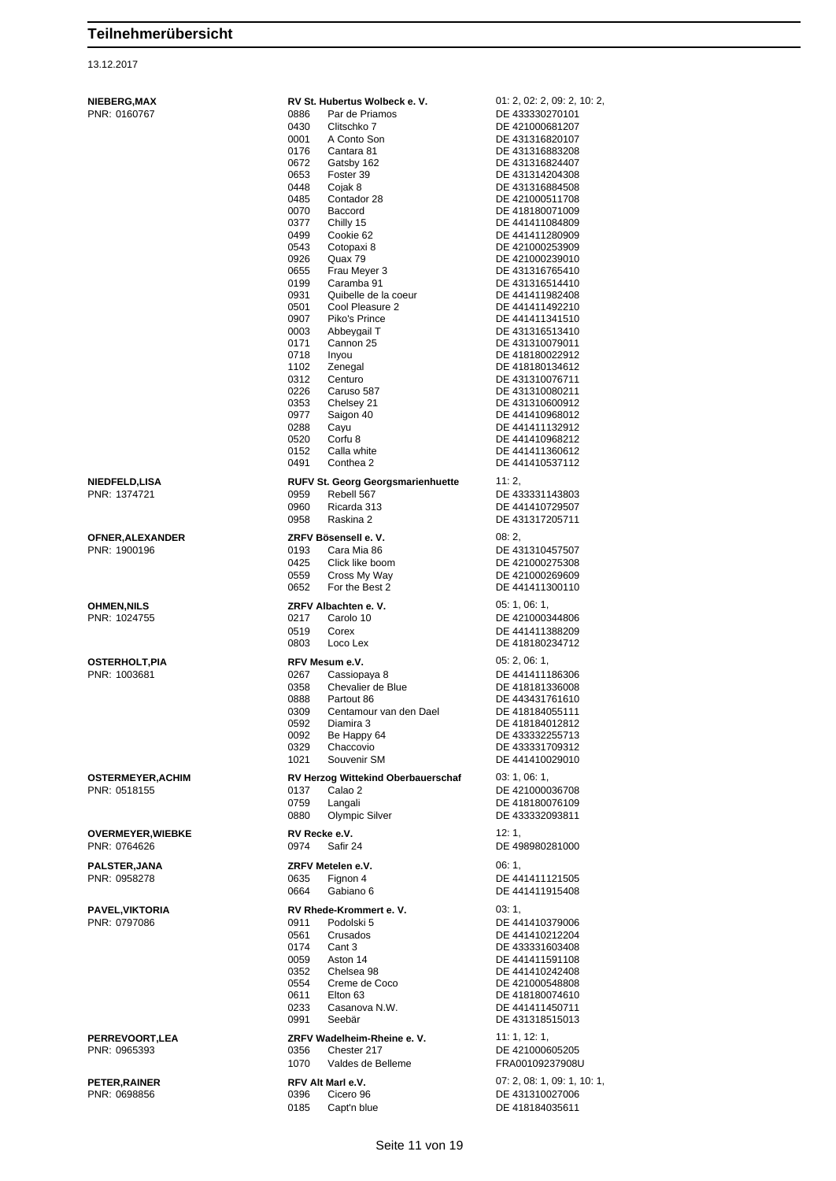# Teilnehmerübersicht

13.12.2017

| Teilnehmer | Verein / Nr. | Pferd | Angaben |
|---|---|---|---|
| **NIEBERG,MAX** | **RV St. Hubertus Wolbeck e. V.** | | 01: 2, 02: 2, 09: 2, 10: 2, |
| PNR: 0160767 | 0886 | Par de Priamos | DE 433330270101 |
| | 0430 | Clitschko 7 | DE 421000681207 |
| | 0001 | A Conto Son | DE 431316820107 |
| | 0176 | Cantara 81 | DE 431316883208 |
| | 0672 | Gatsby 162 | DE 431316824407 |
| | 0653 | Foster 39 | DE 431314204308 |
| | 0448 | Cojak 8 | DE 431316884508 |
| | 0485 | Contador 28 | DE 421000511708 |
| | 0070 | Baccord | DE 418180071009 |
| | 0377 | Chilly 15 | DE 441411084809 |
| | 0499 | Cookie 62 | DE 441411280909 |
| | 0543 | Cotopaxi 8 | DE 421000253909 |
| | 0926 | Quax 79 | DE 421000239010 |
| | 0655 | Frau Meyer 3 | DE 431316765410 |
| | 0199 | Caramba 91 | DE 431316514410 |
| | 0931 | Quibelle de la coeur | DE 441411982408 |
| | 0501 | Cool Pleasure 2 | DE 441411492210 |
| | 0907 | Piko's Prince | DE 441411341510 |
| | 0003 | Abbeygail T | DE 431316513410 |
| | 0171 | Cannon 25 | DE 431310079011 |
| | 0718 | Inyou | DE 418180022912 |
| | 1102 | Zenegal | DE 418180134612 |
| | 0312 | Centuro | DE 431310076711 |
| | 0226 | Caruso 587 | DE 431310080211 |
| | 0353 | Chelsey 21 | DE 431310600912 |
| | 0977 | Saigon 40 | DE 441410968012 |
| | 0288 | Cayu | DE 441411132912 |
| | 0520 | Corfu 8 | DE 441410968212 |
| | 0152 | Calla white | DE 441411360612 |
| | 0491 | Conthea 2 | DE 441410537112 |
| **NIEDFELD,LISA** | **RUFV St. Georg Georgsmarienhuette** | | 11: 2, |
| PNR: 1374721 | 0959 | Rebell 567 | DE 433331143803 |
| | 0960 | Ricarda 313 | DE 441410729507 |
| | 0958 | Raskina 2 | DE 431317205711 |
| **OFNER,ALEXANDER** | **ZRFV Bösensell e. V.** | | 08: 2, |
| PNR: 1900196 | 0193 | Cara Mia 86 | DE 431310457507 |
| | 0425 | Click like boom | DE 421000275308 |
| | 0559 | Cross My Way | DE 421000269609 |
| | 0652 | For the Best 2 | DE 441411300110 |
| **OHMEN,NILS** | **ZRFV Albachten e. V.** | | 05: 1, 06: 1, |
| PNR: 1024755 | 0217 | Carolo 10 | DE 421000344806 |
| | 0519 | Corex | DE 441411388209 |
| | 0803 | Loco Lex | DE 418180234712 |
| **OSTERHOLT,PIA** | **RFV Mesum e.V.** | | 05: 2, 06: 1, |
| PNR: 1003681 | 0267 | Cassiopaya 8 | DE 441411186306 |
| | 0358 | Chevalier de Blue | DE 418181336008 |
| | 0888 | Partout 86 | DE 443431761610 |
| | 0309 | Centamour van den Dael | DE 418184055111 |
| | 0592 | Diamira 3 | DE 418184012812 |
| | 0092 | Be Happy 64 | DE 433332255713 |
| | 0329 | Chaccovio | DE 433331709312 |
| | 1021 | Souvenir SM | DE 441410029010 |
| **OSTERMEYER,ACHIM** | **RV Herzog Wittekind Oberbauerschaf** | | 03: 1, 06: 1, |
| PNR: 0518155 | 0137 | Calao 2 | DE 421000036708 |
| | 0759 | Langali | DE 418180076109 |
| | 0880 | Olympic Silver | DE 433332093811 |
| **OVERMEYER,WIEBKE** | **RV Recke e.V.** | | 12: 1, |
| PNR: 0764626 | 0974 | Safir 24 | DE 498980281000 |
| **PALSTER,JANA** | **ZRFV Metelen e.V.** | | 06: 1, |
| PNR: 0958278 | 0635 | Fignon 4 | DE 441411121505 |
| | 0664 | Gabiano 6 | DE 441411915408 |
| **PAVEL,VIKTORIA** | **RV Rhede-Krommert e. V.** | | 03: 1, |
| PNR: 0797086 | 0911 | Podolski 5 | DE 441410379006 |
| | 0561 | Crusados | DE 441410212204 |
| | 0174 | Cant 3 | DE 433331603408 |
| | 0059 | Aston 14 | DE 441411591108 |
| | 0352 | Chelsea 98 | DE 441410242408 |
| | 0554 | Creme de Coco | DE 421000548808 |
| | 0611 | Elton 63 | DE 418180074610 |
| | 0233 | Casanova N.W. | DE 441411450711 |
| | 0991 | Seebär | DE 431318515013 |
| **PERREVOORT,LEA** | **ZRFV Wadelheim-Rheine e. V.** | | 11: 1, 12: 1, |
| PNR: 0965393 | 0356 | Chester 217 | DE 421000605205 |
| | 1070 | Valdes de Belleme | FRA00109237908U |
| **PETER,RAINER** | **RFV Alt Marl e.V.** | | 07: 2, 08: 1, 09: 1, 10: 1, |
| PNR: 0698856 | 0396 | Cicero 96 | DE 431310027006 |
| | 0185 | Capt'n blue | DE 418184035611 |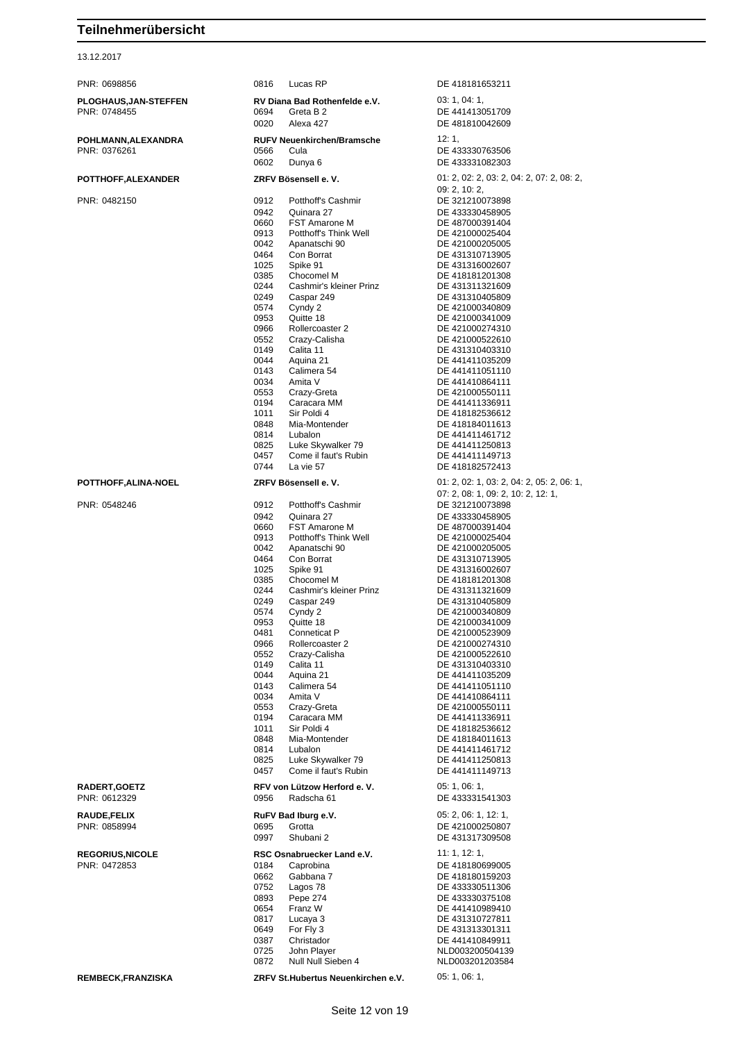# Teilnehmerübersicht

13.12.2017

| Teilnehmer | Verein / Nr. | Pferd | Angaben |
|---|---|---|---|
| PNR: 0698856 | 0816 | Lucas RP | DE 418181653211 |
| **PLOGHAUS,JAN-STEFFEN** | **RV Diana Bad Rothenfelde e.V.** | | 03: 1, 04: 1, |
| PNR: 0748455 | 0694 | Greta B 2 | DE 441413051709 |
| | 0020 | Alexa 427 | DE 481810042609 |
| **POHLMANN,ALEXANDRA** | **RUFV Neuenkirchen/Bramsche** | | 12: 1, |
| PNR: 0376261 | 0566 | Cula | DE 433330763506 |
| | 0602 | Dunya 6 | DE 433331082303 |
| **POTTHOFF,ALEXANDER** | **ZRFV Bösensell e. V.** | | 01: 2, 02: 2, 03: 2, 04: 2, 07: 2, 08: 2, 09: 2, 10: 2, |
| PNR: 0482150 | 0912 | Potthoff's Cashmir | DE 321210073898 |
| | 0942 | Quinara 27 | DE 433330458905 |
| | 0660 | FST Amarone M | DE 487000391404 |
| | 0913 | Potthoff's Think Well | DE 421000025404 |
| | 0042 | Apanatschi 90 | DE 421000205005 |
| | 0464 | Con Borrat | DE 431310713905 |
| | 1025 | Spike 91 | DE 431316002607 |
| | 0385 | Chocomel M | DE 418181201308 |
| | 0244 | Cashmir's kleiner Prinz | DE 431311321609 |
| | 0249 | Caspar 249 | DE 431310405809 |
| | 0574 | Cyndy 2 | DE 421000340809 |
| | 0953 | Quitte 18 | DE 421000341009 |
| | 0966 | Rollercoaster 2 | DE 421000274310 |
| | 0552 | Crazy-Calisha | DE 421000522610 |
| | 0149 | Calita 11 | DE 431310403310 |
| | 0044 | Aquina 21 | DE 441411035209 |
| | 0143 | Calimera 54 | DE 441411051110 |
| | 0034 | Amita V | DE 441410864111 |
| | 0553 | Crazy-Greta | DE 421000550111 |
| | 0194 | Caracara MM | DE 441411336911 |
| | 1011 | Sir Poldi 4 | DE 418182536612 |
| | 0848 | Mia-Montender | DE 418184011613 |
| | 0814 | Lubalon | DE 441411461712 |
| | 0825 | Luke Skywalker 79 | DE 441411250813 |
| | 0457 | Come il faut's Rubin | DE 441411149713 |
| | 0744 | La vie 57 | DE 418182572413 |
| **POTTHOFF,ALINA-NOEL** | **ZRFV Bösensell e. V.** | | 01: 2, 02: 1, 03: 2, 04: 2, 05: 2, 06: 1, 07: 2, 08: 1, 09: 2, 10: 2, 12: 1, |
| PNR: 0548246 | 0912 | Potthoff's Cashmir | DE 321210073898 |
| | 0942 | Quinara 27 | DE 433330458905 |
| | 0660 | FST Amarone M | DE 487000391404 |
| | 0913 | Potthoff's Think Well | DE 421000025404 |
| | 0042 | Apanatschi 90 | DE 421000205005 |
| | 0464 | Con Borrat | DE 431310713905 |
| | 1025 | Spike 91 | DE 431316002607 |
| | 0385 | Chocomel M | DE 418181201308 |
| | 0244 | Cashmir's kleiner Prinz | DE 431311321609 |
| | 0249 | Caspar 249 | DE 431310405809 |
| | 0574 | Cyndy 2 | DE 421000340809 |
| | 0953 | Quitte 18 | DE 421000341009 |
| | 0481 | Conneticat P | DE 421000523909 |
| | 0966 | Rollercoaster 2 | DE 421000274310 |
| | 0552 | Crazy-Calisha | DE 421000522610 |
| | 0149 | Calita 11 | DE 431310403310 |
| | 0044 | Aquina 21 | DE 441411035209 |
| | 0143 | Calimera 54 | DE 441411051110 |
| | 0034 | Amita V | DE 441410864111 |
| | 0553 | Crazy-Greta | DE 421000550111 |
| | 0194 | Caracara MM | DE 441411336911 |
| | 1011 | Sir Poldi 4 | DE 418182536612 |
| | 0848 | Mia-Montender | DE 418184011613 |
| | 0814 | Lubalon | DE 441411461712 |
| | 0825 | Luke Skywalker 79 | DE 441411250813 |
| | 0457 | Come il faut's Rubin | DE 441411149713 |
| **RADERT,GOETZ** | **RFV von Lützow Herford e. V.** | | 05: 1, 06: 1, |
| PNR: 0612329 | 0956 | Radscha 61 | DE 433331541303 |
| **RAUDE,FELIX** | **RuFV Bad Iburg e.V.** | | 05: 2, 06: 1, 12: 1, |
| PNR: 0858994 | 0695 | Grotta | DE 421000250807 |
| | 0997 | Shubani 2 | DE 431317309508 |
| **REGORIUS,NICOLE** | **RSC Osnabruecker Land e.V.** | | 11: 1, 12: 1, |
| PNR: 0472853 | 0184 | Caprobina | DE 418180699005 |
| | 0662 | Gabbana 7 | DE 418180159203 |
| | 0752 | Lagos 78 | DE 433330511306 |
| | 0893 | Pepe 274 | DE 433330375108 |
| | 0654 | Franz W | DE 441410989410 |
| | 0817 | Lucaya 3 | DE 431310727811 |
| | 0649 | For Fly 3 | DE 431313301311 |
| | 0387 | Christador | DE 441410849911 |
| | 0725 | John Player | NLD003200504139 |
| | 0872 | Null Null Sieben 4 | NLD003201203584 |
| **REMBECK,FRANZISKA** | **ZRFV St.Hubertus Neuenkirchen e.V.** | | 05: 1, 06: 1, |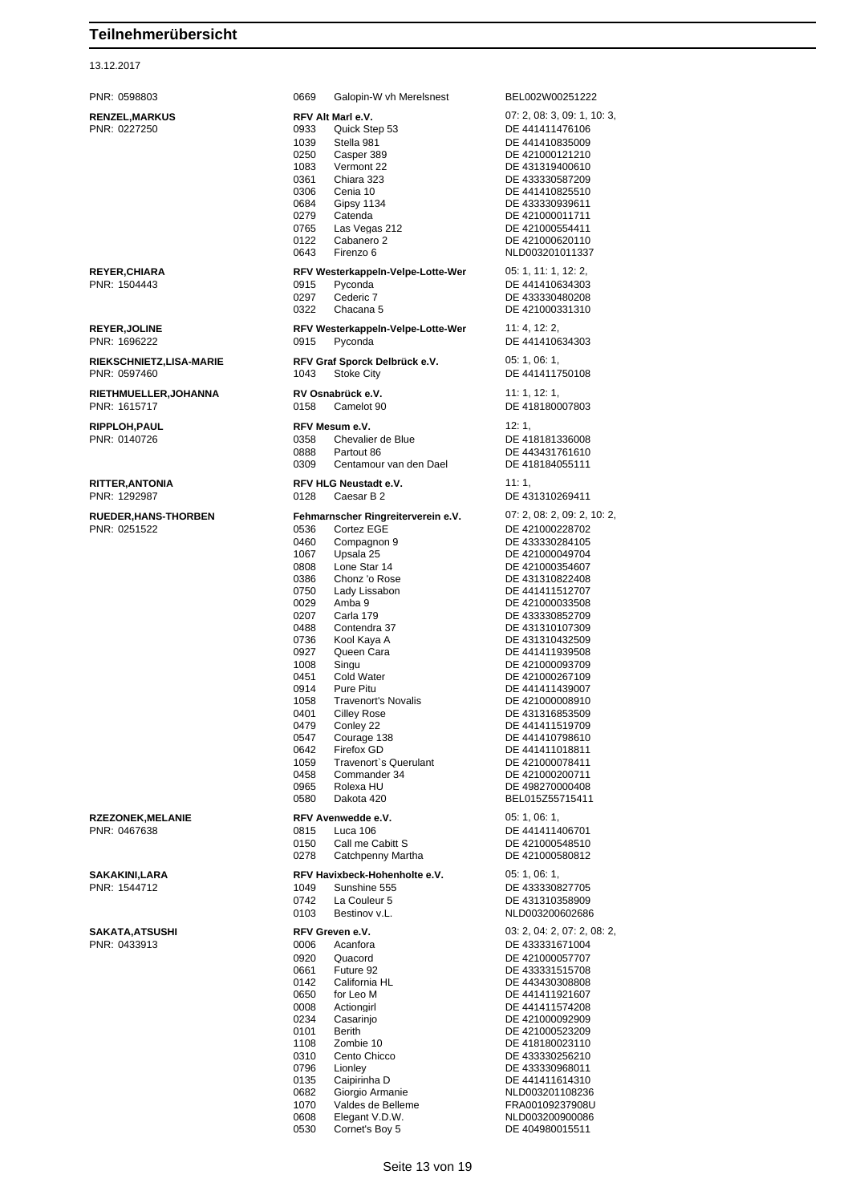# Teilnehmerübersicht

13.12.2017

| Teilnehmer | Nr. | Pferd / Verein | Lebensnummer / Prüfungen |
|---|---|---|---|
| PNR: 0598803 | 0669 | Galopin-W vh Merelsnest | BEL002W00251222 |
| **RENZEL,MARKUS** | | **RFV Alt Marl e.V.** | 07: 2, 08: 3, 09: 1, 10: 3, |
| PNR: 0227250 | 0933 | Quick Step 53 | DE 441411476106 |
| | 1039 | Stella 981 | DE 441410835009 |
| | 0250 | Casper 389 | DE 421000121210 |
| | 1083 | Vermont 22 | DE 431319400610 |
| | 0361 | Chiara 323 | DE 433330587209 |
| | 0306 | Cenia 10 | DE 441410825510 |
| | 0684 | Gipsy 1134 | DE 433330939611 |
| | 0279 | Catenda | DE 421000011711 |
| | 0765 | Las Vegas 212 | DE 421000554411 |
| | 0122 | Cabanero 2 | DE 421000620110 |
| | 0643 | Firenzo 6 | NLD003201011337 |
| **REYER,CHIARA** | | **RFV Westerkappeln-Velpe-Lotte-Wer** | 05: 1, 11: 1, 12: 2, |
| PNR: 1504443 | 0915 | Pyconda | DE 441410634303 |
| | 0297 | Cederic 7 | DE 433330480208 |
| | 0322 | Chacana 5 | DE 421000331310 |
| **REYER,JOLINE** | | **RFV Westerkappeln-Velpe-Lotte-Wer** | 11: 4, 12: 2, |
| PNR: 1696222 | 0915 | Pyconda | DE 441410634303 |
| **RIEKSCHNIETZ,LISA-MARIE** | | **RFV Graf Sporck Delbrück e.V.** | 05: 1, 06: 1, |
| PNR: 0597460 | 1043 | Stoke City | DE 441411750108 |
| **RIETHMUELLER,JOHANNA** | | **RV Osnabrück e.V.** | 11: 1, 12: 1, |
| PNR: 1615717 | 0158 | Camelot 90 | DE 418180007803 |
| **RIPPLOH,PAUL** | | **RFV Mesum e.V.** | 12: 1, |
| PNR: 0140726 | 0358 | Chevalier de Blue | DE 418181336008 |
| | 0888 | Partout 86 | DE 443431761610 |
| | 0309 | Centamour van den Dael | DE 418184055111 |
| **RITTER,ANTONIA** | | **RFV HLG Neustadt e.V.** | 11: 1, |
| PNR: 1292987 | 0128 | Caesar B 2 | DE 431310269411 |
| **RUEDER,HANS-THORBEN** | | **Fehmarnscher Ringreiterverein e.V.** | 07: 2, 08: 2, 09: 2, 10: 2, |
| PNR: 0251522 | 0536 | Cortez EGE | DE 421000228702 |
| | 0460 | Compagnon 9 | DE 433330284105 |
| | 1067 | Upsala 25 | DE 421000049704 |
| | 0808 | Lone Star 14 | DE 421000354607 |
| | 0386 | Chonz 'o Rose | DE 431310822408 |
| | 0750 | Lady Lissabon | DE 441411512707 |
| | 0029 | Amba 9 | DE 421000033508 |
| | 0207 | Carla 179 | DE 433330852709 |
| | 0488 | Contendra 37 | DE 431310107309 |
| | 0736 | Kool Kaya A | DE 431310432509 |
| | 0927 | Queen Cara | DE 441411939508 |
| | 1008 | Singu | DE 421000093709 |
| | 0451 | Cold Water | DE 421000267109 |
| | 0914 | Pure Pitu | DE 441411439007 |
| | 1058 | Travenort's Novalis | DE 421000008910 |
| | 0401 | Cilley Rose | DE 431316853509 |
| | 0479 | Conley 22 | DE 441411519709 |
| | 0547 | Courage 138 | DE 441410798610 |
| | 0642 | Firefox GD | DE 441411018811 |
| | 1059 | Travenort`s Querulant | DE 421000078411 |
| | 0458 | Commander 34 | DE 421000200711 |
| | 0965 | Rolexa HU | DE 498270000408 |
| | 0580 | Dakota 420 | BEL015Z55715411 |
| **RZEZONEK,MELANIE** | | **RFV Avenwedde e.V.** | 05: 1, 06: 1, |
| PNR: 0467638 | 0815 | Luca 106 | DE 441411406701 |
| | 0150 | Call me Cabitt S | DE 421000548510 |
| | 0278 | Catchpenny Martha | DE 421000580812 |
| **SAKAKINI,LARA** | | **RFV Havixbeck-Hohenholte e.V.** | 05: 1, 06: 1, |
| PNR: 1544712 | 1049 | Sunshine 555 | DE 433330827705 |
| | 0742 | La Couleur 5 | DE 431310358909 |
| | 0103 | Bestinov v.L. | NLD003200602686 |
| **SAKATA,ATSUSHI** | | **RFV Greven e.V.** | 03: 2, 04: 2, 07: 2, 08: 2, |
| PNR: 0433913 | 0006 | Acanfora | DE 433331671004 |
| | 0920 | Quacord | DE 421000057707 |
| | 0661 | Future 92 | DE 433331515708 |
| | 0142 | California HL | DE 443430308808 |
| | 0650 | for Leo M | DE 441411921607 |
| | 0008 | Actiongirl | DE 441411574208 |
| | 0234 | Casarinjo | DE 421000092909 |
| | 0101 | Berith | DE 421000523209 |
| | 1108 | Zombie 10 | DE 418180023110 |
| | 0310 | Cento Chicco | DE 433330256210 |
| | 0796 | Lionley | DE 433330968011 |
| | 0135 | Caipirinha D | DE 441411614310 |
| | 0682 | Giorgio Armanie | NLD003201108236 |
| | 1070 | Valdes de Belleme | FRA00109237908U |
| | 0608 | Elegant V.D.W. | NLD003200900086 |
| | 0530 | Cornet's Boy 5 | DE 404980015511 |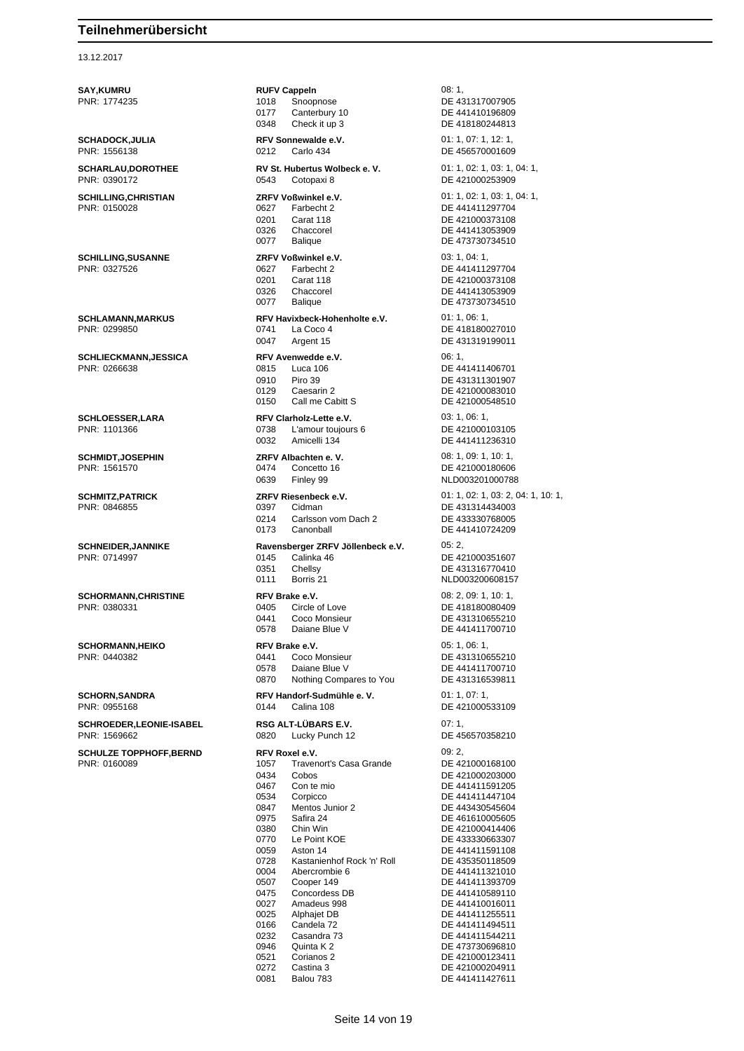# Teilnehmerübersicht

13.12.2017

| Teilnehmer | Verein / Pferde | | Prüfungen / Lebensnr. |
|---|---|---|---|
| **SAY,KUMRU** | **RUFV Cappeln** | | 08: 1, |
| PNR: 1774235 | 1018 | Snoopnose | DE 431317007905 |
| | 0177 | Canterbury 10 | DE 441410196809 |
| | 0348 | Check it up 3 | DE 418180244813 |
| **SCHADOCK,JULIA** | **RFV Sonnewalde e.V.** | | 01: 1, 07: 1, 12: 1, |
| PNR: 1556138 | 0212 | Carlo 434 | DE 456570001609 |
| **SCHARLAU,DOROTHEE** | **RV St. Hubertus Wolbeck e. V.** | | 01: 1, 02: 1, 03: 1, 04: 1, |
| PNR: 0390172 | 0543 | Cotopaxi 8 | DE 421000253909 |
| **SCHILLING,CHRISTIAN** | **ZRFV Voßwinkel e.V.** | | 01: 1, 02: 1, 03: 1, 04: 1, |
| PNR: 0150028 | 0627 | Farbecht 2 | DE 441411297704 |
| | 0201 | Carat 118 | DE 421000373108 |
| | 0326 | Chaccorel | DE 441413053909 |
| | 0077 | Balique | DE 473730734510 |
| **SCHILLING,SUSANNE** | **ZRFV Voßwinkel e.V.** | | 03: 1, 04: 1, |
| PNR: 0327526 | 0627 | Farbecht 2 | DE 441411297704 |
| | 0201 | Carat 118 | DE 421000373108 |
| | 0326 | Chaccorel | DE 441413053909 |
| | 0077 | Balique | DE 473730734510 |
| **SCHLAMANN,MARKUS** | **RFV Havixbeck-Hohenholte e.V.** | | 01: 1, 06: 1, |
| PNR: 0299850 | 0741 | La Coco 4 | DE 418180027010 |
| | 0047 | Argent 15 | DE 431319199011 |
| **SCHLIECKMANN,JESSICA** | **RFV Avenwedde e.V.** | | 06: 1, |
| PNR: 0266638 | 0815 | Luca 106 | DE 441411406701 |
| | 0910 | Piro 39 | DE 431311301907 |
| | 0129 | Caesarin 2 | DE 421000083010 |
| | 0150 | Call me Cabitt S | DE 421000548510 |
| **SCHLOESSER,LARA** | **RFV Clarholz-Lette e.V.** | | 03: 1, 06: 1, |
| PNR: 1101366 | 0738 | L'amour toujours 6 | DE 421000103105 |
| | 0032 | Amicelli 134 | DE 441411236310 |
| **SCHMIDT,JOSEPHIN** | **ZRFV Albachten e. V.** | | 08: 1, 09: 1, 10: 1, |
| PNR: 1561570 | 0474 | Concetto 16 | DE 421000180606 |
| | 0639 | Finley 99 | NLD003201000788 |
| **SCHMITZ,PATRICK** | **ZRFV Riesenbeck e.V.** | | 01: 1, 02: 1, 03: 2, 04: 1, 10: 1, |
| PNR: 0846855 | 0397 | Cidman | DE 431314434003 |
| | 0214 | Carlsson vom Dach 2 | DE 433330768005 |
| | 0173 | Canonball | DE 441410724209 |
| **SCHNEIDER,JANNIKE** | **Ravensberger ZRFV Jöllenbeck e.V.** | | 05: 2, |
| PNR: 0714997 | 0145 | Calinka 46 | DE 421000351607 |
| | 0351 | Chellsy | DE 431316770410 |
| | 0111 | Borris 21 | NLD003200608157 |
| **SCHORMANN,CHRISTINE** | **RFV Brake e.V.** | | 08: 2, 09: 1, 10: 1, |
| PNR: 0380331 | 0405 | Circle of Love | DE 418180080409 |
| | 0441 | Coco Monsieur | DE 431310655210 |
| | 0578 | Daiane Blue V | DE 441411700710 |
| **SCHORMANN,HEIKO** | **RFV Brake e.V.** | | 05: 1, 06: 1, |
| PNR: 0440382 | 0441 | Coco Monsieur | DE 431310655210 |
| | 0578 | Daiane Blue V | DE 441411700710 |
| | 0870 | Nothing Compares to You | DE 431316539811 |
| **SCHORN,SANDRA** | **RFV Handorf-Sudmühle e. V.** | | 01: 1, 07: 1, |
| PNR: 0955168 | 0144 | Calina 108 | DE 421000533109 |
| **SCHROEDER,LEONIE-ISABEL** | **RSG ALT-LÜBARS E.V.** | | 07: 1, |
| PNR: 1569662 | 0820 | Lucky Punch 12 | DE 456570358210 |
| **SCHULZE TOPPHOFF,BERND** | **RFV Roxel e.V.** | | 09: 2, |
| PNR: 0160089 | 1057 | Travenort's Casa Grande | DE 421000168100 |
| | 0434 | Cobos | DE 421000203000 |
| | 0467 | Con te mio | DE 441411591205 |
| | 0534 | Corpicco | DE 441411447104 |
| | 0847 | Mentos Junior 2 | DE 443430545604 |
| | 0975 | Safira 24 | DE 461610005605 |
| | 0380 | Chin Win | DE 421000414406 |
| | 0770 | Le Point KOE | DE 433330663307 |
| | 0059 | Aston 14 | DE 441411591108 |
| | 0728 | Kastanienhof Rock 'n' Roll | DE 435350118509 |
| | 0004 | Abercrombie 6 | DE 441411321010 |
| | 0507 | Cooper 149 | DE 441411393709 |
| | 0475 | Concordess DB | DE 441410589110 |
| | 0027 | Amadeus 998 | DE 441410016011 |
| | 0025 | Alphajet DB | DE 441411255511 |
| | 0166 | Candela 72 | DE 441411494511 |
| | 0232 | Casandra 73 | DE 441411544211 |
| | 0946 | Quinta K 2 | DE 473730696810 |
| | 0521 | Corianos 2 | DE 421000123411 |
| | 0272 | Castina 3 | DE 421000204911 |
| | 0081 | Balou 783 | DE 441411427611 |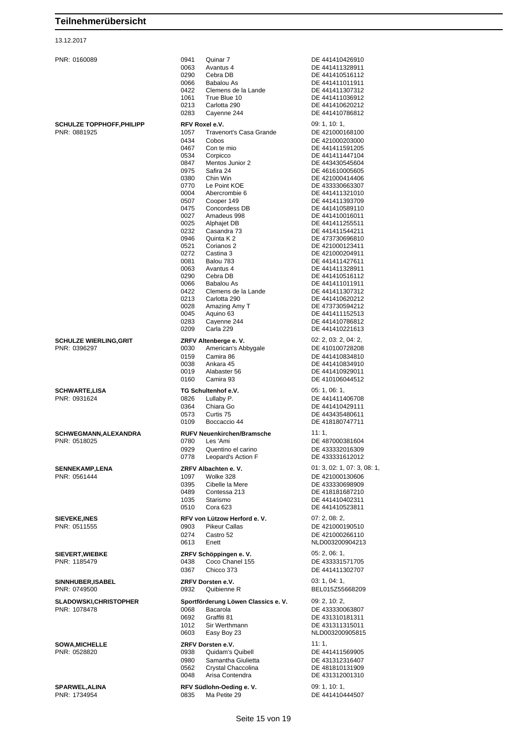# Teilnehmerübersicht

13.12.2017

| Teilnehmer | Nr. | Pferd | Lebensnr. |
|---|---|---|---|
| PNR: 0160089 | 0941 | Quinar 7 | DE 441410426910 |
| | 0063 | Avantus 4 | DE 441411328911 |
| | 0290 | Cebra DB | DE 441410516112 |
| | 0066 | Babalou As | DE 441411011911 |
| | 0422 | Clemens de la Lande | DE 441411307312 |
| | 1061 | True Blue 10 | DE 441411036912 |
| | 0213 | Carlotta 290 | DE 441410620212 |
| | 0283 | Cayenne 244 | DE 441410786812 |
| **SCHULZE TOPPHOFF,PHILIPP** | **RFV Roxel e.V.** | | 09: 1, 10: 1, |
| PNR: 0881925 | 1057 | Travenort's Casa Grande | DE 421000168100 |
| | 0434 | Cobos | DE 421000203000 |
| | 0467 | Con te mio | DE 441411591205 |
| | 0534 | Corpicco | DE 441411447104 |
| | 0847 | Mentos Junior 2 | DE 443430545604 |
| | 0975 | Safira 24 | DE 461610005605 |
| | 0380 | Chin Win | DE 421000414406 |
| | 0770 | Le Point KOE | DE 433330663307 |
| | 0004 | Abercrombie 6 | DE 441411321010 |
| | 0507 | Cooper 149 | DE 441411393709 |
| | 0475 | Concordess DB | DE 441410589110 |
| | 0027 | Amadeus 998 | DE 441410016011 |
| | 0025 | Alphajet DB | DE 441411255511 |
| | 0232 | Casandra 73 | DE 441411544211 |
| | 0946 | Quinta K 2 | DE 473730696810 |
| | 0521 | Corianos 2 | DE 421000123411 |
| | 0272 | Castina 3 | DE 421000204911 |
| | 0081 | Balou 783 | DE 441411427611 |
| | 0063 | Avantus 4 | DE 441411328911 |
| | 0290 | Cebra DB | DE 441410516112 |
| | 0066 | Babalou As | DE 441411011911 |
| | 0422 | Clemens de la Lande | DE 441411307312 |
| | 0213 | Carlotta 290 | DE 441410620212 |
| | 0028 | Amazing Amy T | DE 473730594212 |
| | 0045 | Aquino 63 | DE 441411152513 |
| | 0283 | Cayenne 244 | DE 441410786812 |
| | 0209 | Carla 229 | DE 441410221613 |
| **SCHULZE WIERLING,GRIT** | **ZRFV Altenberge e. V.** | | 02: 2, 03: 2, 04: 2, |
| PNR: 0396297 | 0030 | American's Abbygale | DE 410100728208 |
| | 0159 | Camira 86 | DE 441410834810 |
| | 0038 | Ankara 45 | DE 441410834910 |
| | 0019 | Alabaster 56 | DE 441410929011 |
| | 0160 | Camira 93 | DE 410106044512 |
| **SCHWARTE,LISA** | **TG Schultenhof e.V.** | | 05: 1, 06: 1, |
| PNR: 0931624 | 0826 | Lullaby P. | DE 441411406708 |
| | 0364 | Chiara Go | DE 441410429111 |
| | 0573 | Curtis 75 | DE 443435480611 |
| | 0109 | Boccaccio 44 | DE 418180747711 |
| **SCHWEGMANN,ALEXANDRA** | **RUFV Neuenkirchen/Bramsche** | | 11: 1, |
| PNR: 0518025 | 0780 | Les 'Ami | DE 487000381604 |
| | 0929 | Quentino el carino | DE 433332016309 |
| | 0778 | Leopard's Action F | DE 433331612012 |
| **SENNEKAMP,LENA** | **ZRFV Albachten e. V.** | | 01: 3, 02: 1, 07: 3, 08: 1, |
| PNR: 0561444 | 1097 | Wolke 328 | DE 421000130606 |
| | 0395 | Cibelle la Mere | DE 433330698909 |
| | 0489 | Contessa 213 | DE 418181687210 |
| | 1035 | Starismo | DE 441410402311 |
| | 0510 | Cora 623 | DE 441410523811 |
| **SIEVEKE,INES** | **RFV von Lützow Herford e. V.** | | 07: 2, 08: 2, |
| PNR: 0511555 | 0903 | Pikeur Callas | DE 421000190510 |
| | 0274 | Castro 52 | DE 421000266110 |
| | 0613 | Enett | NLD003200904213 |
| **SIEVERT,WIEBKE** | **ZRFV Schöppingen e. V.** | | 05: 2, 06: 1, |
| PNR: 1185479 | 0438 | Coco Chanel 155 | DE 433331571705 |
| | 0367 | Chicco 373 | DE 441411302707 |
| **SINNHUBER,ISABEL** | **ZRFV Dorsten e.V.** | | 03: 1, 04: 1, |
| PNR: 0749500 | 0932 | Quibienne R | BEL015Z55668209 |
| **SLADOWSKI,CHRISTOPHER** | **Sportförderung Löwen Classics e. V.** | | 09: 2, 10: 2, |
| PNR: 1078478 | 0068 | Bacarola | DE 433330063807 |
| | 0692 | Graffiti 81 | DE 431310181311 |
| | 1012 | Sir Werthmann | DE 431311315011 |
| | 0603 | Easy Boy 23 | NLD003200905815 |
| **SOWA,MICHELLE** | **ZRFV Dorsten e.V.** | | 11: 1, |
| PNR: 0528820 | 0938 | Quidam's Quibell | DE 441411569905 |
| | 0980 | Samantha Giulietta | DE 431312316407 |
| | 0562 | Crystal Chaccolina | DE 481810131909 |
| | 0048 | Arisa Contendra | DE 431312001310 |
| **SPARWEL,ALINA** | **RFV Südlohn-Oeding e. V.** | | 09: 1, 10: 1, |
| PNR: 1734954 | 0835 | Ma Petite 29 | DE 441410444507 |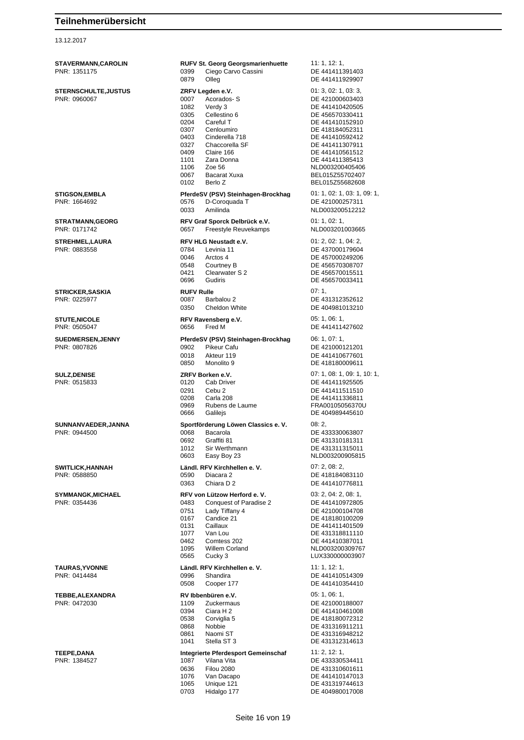# Teilnehmerübersicht

13.12.2017

| Teilnehmer | Verein / Pferd | | Prüfungen / Lebensnummer |
|---|---|---|---|
| **STAVERMANN,CAROLIN** | **RUFV St. Georg Georgsmarienhuette** | | 11: 1, 12: 1, |
| PNR: 1351175 | 0399 | Ciego Carvo Cassini | DE 441411391403 |
| | 0879 | Olleg | DE 441411929907 |
| **STERNSCHULTE,JUSTUS** | **ZRFV Legden e.V.** | | 01: 3, 02: 1, 03: 3, |
| PNR: 0960067 | 0007 | Acorados- S | DE 421000603403 |
| | 1082 | Verdy 3 | DE 441410420505 |
| | 0305 | Cellestino 6 | DE 456570330411 |
| | 0204 | Careful T | DE 441410152910 |
| | 0307 | Cenloumiro | DE 418184052311 |
| | 0403 | Cinderella 718 | DE 441410592412 |
| | 0327 | Chaccorella SF | DE 441411307911 |
| | 0409 | Claire 166 | DE 441410561512 |
| | 1101 | Zara Donna | DE 441411385413 |
| | 1106 | Zoe 56 | NLD003200405406 |
| | 0067 | Bacarat Xuxa | BEL015Z55702407 |
| | 0102 | Berlo Z | BEL015Z55682608 |
| **STIGSON,EMBLA** | **PferdeSV (PSV) Steinhagen-Brockhag** | | 01: 1, 02: 1, 03: 1, 09: 1, |
| PNR: 1664692 | 0576 | D-Coroquada T | DE 421000257311 |
| | 0033 | Amilinda | NLD003200512212 |
| **STRATMANN,GEORG** | **RFV Graf Sporck Delbrück e.V.** | | 01: 1, 02: 1, |
| PNR: 0171742 | 0657 | Freestyle Reuvekamps | NLD003201003665 |
| **STREHMEL,LAURA** | **RFV HLG Neustadt e.V.** | | 01: 2, 02: 1, 04: 2, |
| PNR: 0883558 | 0784 | Levinia 11 | DE 437000179604 |
| | 0046 | Arctos 4 | DE 457000249206 |
| | 0548 | Courtney B | DE 456570308707 |
| | 0421 | Clearwater S 2 | DE 456570015511 |
| | 0696 | Gudiris | DE 456570033411 |
| **STRICKER,SASKIA** | **RUFV Rulle** | | 07: 1, |
| PNR: 0225977 | 0087 | Barbalou 2 | DE 431312352612 |
| | 0350 | Cheldon White | DE 404981013210 |
| **STUTE,NICOLE** | **RFV Ravensberg e.V.** | | 05: 1, 06: 1, |
| PNR: 0505047 | 0656 | Fred M | DE 441411427602 |
| **SUEDMERSEN,JENNY** | **PferdeSV (PSV) Steinhagen-Brockhag** | | 06: 1, 07: 1, |
| PNR: 0807826 | 0902 | Pikeur Cafu | DE 421000121201 |
| | 0018 | Akteur 119 | DE 441410677601 |
| | 0850 | Monolito 9 | DE 418180009611 |
| **SULZ,DENISE** | **ZRFV Borken e.V.** | | 07: 1, 08: 1, 09: 1, 10: 1, |
| PNR: 0515833 | 0120 | Cab Driver | DE 441411925505 |
| | 0291 | Cebu 2 | DE 441411511510 |
| | 0208 | Carla 208 | DE 441411336811 |
| | 0969 | Rubens de Laume | FRA00105056370U |
| | 0666 | Galilejs | DE 404989445610 |
| **SUNNANVAEDER,JANNA** | **Sportförderung Löwen Classics e. V.** | | 08: 2, |
| PNR: 0944500 | 0068 | Bacarola | DE 433330063807 |
| | 0692 | Graffiti 81 | DE 431310181311 |
| | 1012 | Sir Werthmann | DE 431311315011 |
| | 0603 | Easy Boy 23 | NLD003200905815 |
| **SWITLICK,HANNAH** | **Ländl. RFV Kirchhellen e. V.** | | 07: 2, 08: 2, |
| PNR: 0588850 | 0590 | Diacara 2 | DE 418184083110 |
| | 0363 | Chiara D 2 | DE 441410776811 |
| **SYMMANGK,MICHAEL** | **RFV von Lützow Herford e. V.** | | 03: 2, 04: 2, 08: 1, |
| PNR: 0354436 | 0483 | Conquest of Paradise 2 | DE 441410972805 |
| | 0751 | Lady Tiffany 4 | DE 421000104708 |
| | 0167 | Candice 21 | DE 418180100209 |
| | 0131 | Caillaux | DE 441411401509 |
| | 1077 | Van Lou | DE 431318811110 |
| | 0462 | Comtess 202 | DE 441410387011 |
| | 1095 | Willem Corland | NLD003200309767 |
| | 0565 | Cucky 3 | LUX330000003907 |
| **TAURAS,YVONNE** | **Ländl. RFV Kirchhellen e. V.** | | 11: 1, 12: 1, |
| PNR: 0414484 | 0996 | Shandira | DE 441410514309 |
| | 0508 | Cooper 177 | DE 441410354410 |
| **TEBBE,ALEXANDRA** | **RV Ibbenbüren e.V.** | | 05: 1, 06: 1, |
| PNR: 0472030 | 1109 | Zuckermaus | DE 421000188007 |
| | 0394 | Ciara H 2 | DE 441410461008 |
| | 0538 | Corviglia 5 | DE 418180072312 |
| | 0868 | Nobbie | DE 431316911211 |
| | 0861 | Naomi ST | DE 431316948212 |
| | 1041 | Stella ST 3 | DE 431312314613 |
| **TEEPE,DANA** | **Integrierte Pferdesport Gemeinschaf** | | 11: 2, 12: 1, |
| PNR: 1384527 | 1087 | Vilana Vita | DE 433330534411 |
| | 0636 | Filou 2080 | DE 431310601611 |
| | 1076 | Van Dacapo | DE 441410147013 |
| | 1065 | Unique 121 | DE 431319744613 |
| | 0703 | Hidalgo 177 | DE 404980017008 |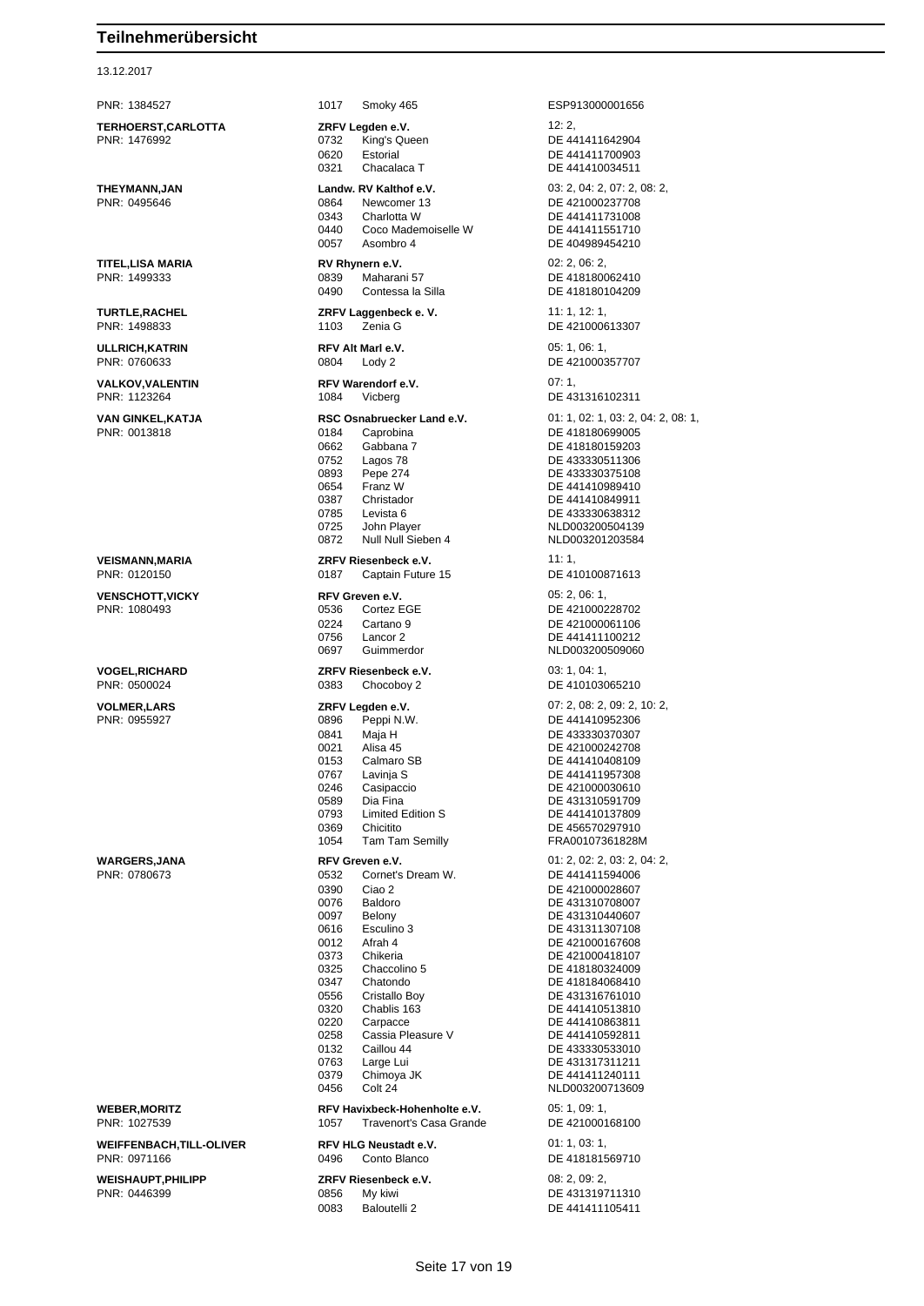# Teilnehmerübersicht

13.12.2017

| Teilnehmer | Verein / Nr. | Pferd | Prüfungen / Lebensnr. |
|---|---|---|---|
| PNR: 1384527 | 1017 | Smoky 465 | ESP913000001656 |
| **TERHOERST,CARLOTTA** | **ZRFV Legden e.V.** | | 12: 2, |
| PNR: 1476992 | 0732 | King's Queen | DE 441411642904 |
| | 0620 | Estorial | DE 441411700903 |
| | 0321 | Chacalaca T | DE 441410034511 |
| **THEYMANN,JAN** | **Landw. RV Kalthof e.V.** | | 03: 2, 04: 2, 07: 2, 08: 2, |
| PNR: 0495646 | 0864 | Newcomer 13 | DE 421000237708 |
| | 0343 | Charlotta W | DE 441411731008 |
| | 0440 | Coco Mademoiselle W | DE 441411551710 |
| | 0057 | Asombro 4 | DE 404989454210 |
| **TITEL,LISA MARIA** | **RV Rhynern e.V.** | | 02: 2, 06: 2, |
| PNR: 1499333 | 0839 | Maharani 57 | DE 418180062410 |
| | 0490 | Contessa la Silla | DE 418180104209 |
| **TURTLE,RACHEL** | **ZRFV Laggenbeck e. V.** | | 11: 1, 12: 1, |
| PNR: 1498833 | 1103 | Zenia G | DE 421000613307 |
| **ULLRICH,KATRIN** | **RFV Alt Marl e.V.** | | 05: 1, 06: 1, |
| PNR: 0760633 | 0804 | Lody 2 | DE 421000357707 |
| **VALKOV,VALENTIN** | **RFV Warendorf e.V.** | | 07: 1, |
| PNR: 1123264 | 1084 | Vicberg | DE 431316102311 |
| **VAN GINKEL,KATJA** | **RSC Osnabruecker Land e.V.** | | 01: 1, 02: 1, 03: 2, 04: 2, 08: 1, |
| PNR: 0013818 | 0184 | Caprobina | DE 418180699005 |
| | 0662 | Gabbana 7 | DE 418180159203 |
| | 0752 | Lagos 78 | DE 433330511306 |
| | 0893 | Pepe 274 | DE 433330375108 |
| | 0654 | Franz W | DE 441410989410 |
| | 0387 | Christador | DE 441410849911 |
| | 0785 | Levista 6 | DE 433330638312 |
| | 0725 | John Player | NLD003200504139 |
| | 0872 | Null Null Sieben 4 | NLD003201203584 |
| **VEISMANN,MARIA** | **ZRFV Riesenbeck e.V.** | | 11: 1, |
| PNR: 0120150 | 0187 | Captain Future 15 | DE 410100871613 |
| **VENSCHOTT,VICKY** | **RFV Greven e.V.** | | 05: 2, 06: 1, |
| PNR: 1080493 | 0536 | Cortez EGE | DE 421000228702 |
| | 0224 | Cartano 9 | DE 421000061106 |
| | 0756 | Lancor 2 | DE 441411100212 |
| | 0697 | Guimmerdor | NLD003200509060 |
| **VOGEL,RICHARD** | **ZRFV Riesenbeck e.V.** | | 03: 1, 04: 1, |
| PNR: 0500024 | 0383 | Chocoboy 2 | DE 410103065210 |
| **VOLMER,LARS** | **ZRFV Legden e.V.** | | 07: 2, 08: 2, 09: 2, 10: 2, |
| PNR: 0955927 | 0896 | Peppi N.W. | DE 441410952306 |
| | 0841 | Maja H | DE 433330370307 |
| | 0021 | Alisa 45 | DE 421000242708 |
| | 0153 | Calmaro SB | DE 441410408109 |
| | 0767 | Lavinja S | DE 441411957308 |
| | 0246 | Casipaccio | DE 421000030610 |
| | 0589 | Dia Fina | DE 431310591709 |
| | 0793 | Limited Edition S | DE 441410137809 |
| | 0369 | Chicitito | DE 456570297910 |
| | 1054 | Tam Tam Semilly | FRA00107361828M |
| **WARGERS,JANA** | **RFV Greven e.V.** | | 01: 2, 02: 2, 03: 2, 04: 2, |
| PNR: 0780673 | 0532 | Cornet's Dream W. | DE 441411594006 |
| | 0390 | Ciao 2 | DE 421000028607 |
| | 0076 | Baldoro | DE 431310708007 |
| | 0097 | Belony | DE 431310440607 |
| | 0616 | Esculino 3 | DE 431311307108 |
| | 0012 | Afrah 4 | DE 421000167608 |
| | 0373 | Chikeria | DE 421000418107 |
| | 0325 | Chaccolino 5 | DE 418180324009 |
| | 0347 | Chatondo | DE 418184068410 |
| | 0556 | Cristallo Boy | DE 431316761010 |
| | 0320 | Chablis 163 | DE 441410513810 |
| | 0220 | Carpacce | DE 441410863811 |
| | 0258 | Cassia Pleasure V | DE 441410592811 |
| | 0132 | Caillou 44 | DE 433330533010 |
| | 0763 | Large Lui | DE 431317311211 |
| | 0379 | Chimoya JK | DE 441411240111 |
| | 0456 | Colt 24 | NLD003200713609 |
| **WEBER,MORITZ** | **RFV Havixbeck-Hohenholte e.V.** | | 05: 1, 09: 1, |
| PNR: 1027539 | 1057 | Travenort's Casa Grande | DE 421000168100 |
| **WEIFFENBACH,TILL-OLIVER** | **RFV HLG Neustadt e.V.** | | 01: 1, 03: 1, |
| PNR: 0971166 | 0496 | Conto Blanco | DE 418181569710 |
| **WEISHAUPT,PHILIPP** | **ZRFV Riesenbeck e.V.** | | 08: 2, 09: 2, |
| PNR: 0446399 | 0856 | My kiwi | DE 431319711310 |
| | 0083 | Baloutelli 2 | DE 441411105411 |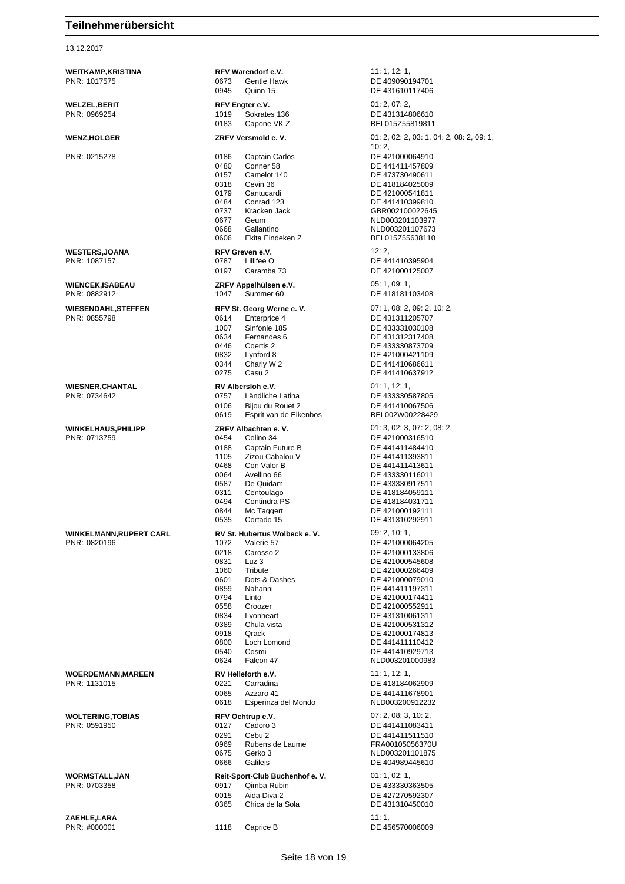# Teilnehmerübersicht

13.12.2017

| | | | |
|---|---|---|---|
| **WEITKAMP,KRISTINA** | **RFV Warendorf e.V.** | | 11: 1, 12: 1, |
| PNR: 1017575 | 0673 | Gentle Hawk | DE 409090194701 |
| | 0945 | Quinn 15 | DE 431610117406 |
| **WELZEL,BERIT** | **RFV Engter e.V.** | | 01: 2, 07: 2, |
| PNR: 0969254 | 1019 | Sokrates 136 | DE 431314806610 |
| | 0183 | Capone VK Z | BEL015Z55819811 |
| **WENZ,HOLGER** | **ZRFV Versmold e. V.** | | 01: 2, 02: 2, 03: 1, 04: 2, 08: 2, 09: 1, 10: 2, |
| PNR: 0215278 | 0186 | Captain Carlos | DE 421000064910 |
| | 0480 | Conner 58 | DE 441411457809 |
| | 0157 | Camelot 140 | DE 473730490611 |
| | 0318 | Cevin 36 | DE 418184025009 |
| | 0179 | Cantucardi | DE 421000541811 |
| | 0484 | Conrad 123 | DE 441410399810 |
| | 0737 | Kracken Jack | GBR002100022645 |
| | 0677 | Geum | NLD003201103977 |
| | 0668 | Gallantino | NLD003201107673 |
| | 0606 | Ekita Eindeken Z | BEL015Z55638110 |
| **WESTERS,JOANA** | **RFV Greven e.V.** | | 12: 2, |
| PNR: 1087157 | 0787 | Lillifee O | DE 441410395904 |
| | 0197 | Caramba 73 | DE 421000125007 |
| **WIENCEK,ISABEAU** | **ZRFV Appelhülsen e.V.** | | 05: 1, 09: 1, |
| PNR: 0882912 | 1047 | Summer 60 | DE 418181103408 |
| **WIESENDAHL,STEFFEN** | **RFV St. Georg Werne e. V.** | | 07: 1, 08: 2, 09: 2, 10: 2, |
| PNR: 0855798 | 0614 | Enterprice 4 | DE 431311205707 |
| | 1007 | Sinfonie 185 | DE 433331030108 |
| | 0634 | Fernandes 6 | DE 431312317408 |
| | 0446 | Coertis 2 | DE 433330873709 |
| | 0832 | Lynford 8 | DE 421000421109 |
| | 0344 | Charly W 2 | DE 441410686611 |
| | 0275 | Casu 2 | DE 441410637912 |
| **WIESNER,CHANTAL** | **RV Albersloh e.V.** | | 01: 1, 12: 1, |
| PNR: 0734642 | 0757 | Ländliche Latina | DE 433330587805 |
| | 0106 | Bijou du Rouet 2 | DE 441410067506 |
| | 0619 | Esprit van de Eikenbos | BEL002W00228429 |
| **WINKELHAUS,PHILIPP** | **ZRFV Albachten e. V.** | | 01: 3, 02: 3, 07: 2, 08: 2, |
| PNR: 0713759 | 0454 | Colino 34 | DE 421000316510 |
| | 0188 | Captain Future B | DE 441411484410 |
| | 1105 | Zizou Cabalou V | DE 441411393811 |
| | 0468 | Con Valor B | DE 441411413611 |
| | 0064 | Avellino 66 | DE 433330116011 |
| | 0587 | De Quidam | DE 433330917511 |
| | 0311 | Centoulago | DE 418184059111 |
| | 0494 | Contindra PS | DE 418184031711 |
| | 0844 | Mc Taggert | DE 421000192111 |
| | 0535 | Cortado 15 | DE 431310292911 |
| **WINKELMANN,RUPERT CARL** | **RV St. Hubertus Wolbeck e. V.** | | 09: 2, 10: 1, |
| PNR: 0820196 | 1072 | Valerie 57 | DE 421000064205 |
| | 0218 | Carosso 2 | DE 421000133806 |
| | 0831 | Luz 3 | DE 421000545608 |
| | 1060 | Tribute | DE 421000266409 |
| | 0601 | Dots & Dashes | DE 421000079010 |
| | 0859 | Nahanni | DE 441411197311 |
| | 0794 | Linto | DE 421000174411 |
| | 0558 | Croozer | DE 421000552911 |
| | 0834 | Lyonheart | DE 431310061311 |
| | 0389 | Chula vista | DE 421000531312 |
| | 0918 | Qrack | DE 421000174813 |
| | 0800 | Loch Lomond | DE 441411110412 |
| | 0540 | Cosmi | DE 441410929713 |
| | 0624 | Falcon 47 | NLD003201000983 |
| **WOERDEMANN,MAREEN** | **RV Helleforth e.V.** | | 11: 1, 12: 1, |
| PNR: 1131015 | 0221 | Carradina | DE 418184062909 |
| | 0065 | Azzaro 41 | DE 441411678901 |
| | 0618 | Esperinza del Mondo | NLD003200912232 |
| **WOLTERING,TOBIAS** | **RFV Ochtrup e.V.** | | 07: 2, 08: 3, 10: 2, |
| PNR: 0591950 | 0127 | Cadoro 3 | DE 441411083411 |
| | 0291 | Cebu 2 | DE 441411511510 |
| | 0969 | Rubens de Laume | FRA00105056370U |
| | 0675 | Gerko 3 | NLD003201101875 |
| | 0666 | Galilejs | DE 404989445610 |
| **WORMSTALL,JAN** | **Reit-Sport-Club Buchenhof e. V.** | | 01: 1, 02: 1, |
| PNR: 0703358 | 0917 | Qimba Rubin | DE 433330363505 |
| | 0015 | Aida Diva 2 | DE 427270592307 |
| | 0365 | Chica de la Sola | DE 431310450010 |
| **ZAEHLE,LARA** | | | 11: 1, |
| PNR: #000001 | 1118 | Caprice B | DE 456570006009 |